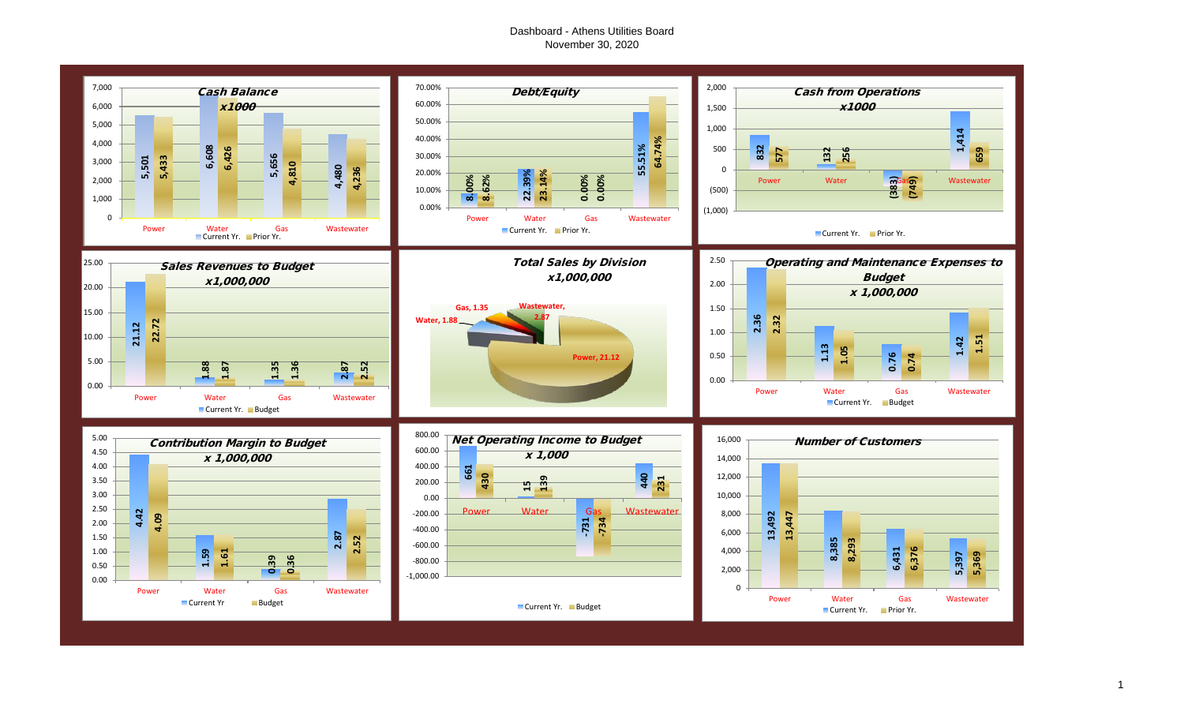# Dashboard - Athens Utilities Board
November 30, 2020

## Cash Balance x1000

| | Current Yr. | Prior Yr. |
|---|---|---|
| Power | 5,501 | 5,433 |
| Water | 6,608 | 6,426 |
| Gas | 5,656 | 4,810 |
| Wastewater | 4,480 | 4,236 |

## Debt/Equity

| | Current Yr. | Prior Yr. |
|---|---|---|
| Power | 8.00% | 8.62% |
| Water | 22.39% | 23.14% |
| Gas | 0.00% | 0.00% |
| Wastewater | 55.51% | 64.74% |

## Cash from Operations x1000

| | Current Yr. | Prior Yr. |
|---|---|---|
| Power | 832 | 577 |
| Water | 132 | 256 |
| Gas | (383) | (749) |
| Wastewater | 1,414 | 659 |

## Sales Revenues to Budget x1,000,000

| | Current Yr. | Budget |
|---|---|---|
| Power | 21.12 | 22.72 |
| Water | 1.88 | 1.87 |
| Gas | 1.35 | 1.36 |
| Wastewater | 2.87 | 2.52 |

## Total Sales by Division x1,000,000

| Division | Sales |
|---|---|
| Power | 21.12 |
| Water | 1.88 |
| Gas | 1.35 |
| Wastewater | 2.87 |

## Operating and Maintenance Expenses to Budget x 1,000,000

| | Current Yr. | Budget |
|---|---|---|
| Power | 2.36 | 2.32 |
| Water | 1.13 | 1.05 |
| Gas | 0.76 | 0.74 |
| Wastewater | 1.42 | 1.51 |

## Contribution Margin to Budget x 1,000,000

| | Current Yr | Budget |
|---|---|---|
| Power | 4.42 | 4.09 |
| Water | 1.59 | 1.61 |
| Gas | 0.39 | 0.36 |
| Wastewater | 2.87 | 2.52 |

## Net Operating Income to Budget x 1,000

| | Current Yr. | Budget |
|---|---|---|
| Power | 661 | 430 |
| Water | 15 | 139 |
| Gas | -731 | -734 |
| Wastewater | 440 | 231 |

## Number of Customers

| | Current Yr. | Prior Yr. |
|---|---|---|
| Power | 13,492 | 13,447 |
| Water | 8,385 | 8,293 |
| Gas | 6,431 | 6,376 |
| Wastewater | 5,397 | 5,369 |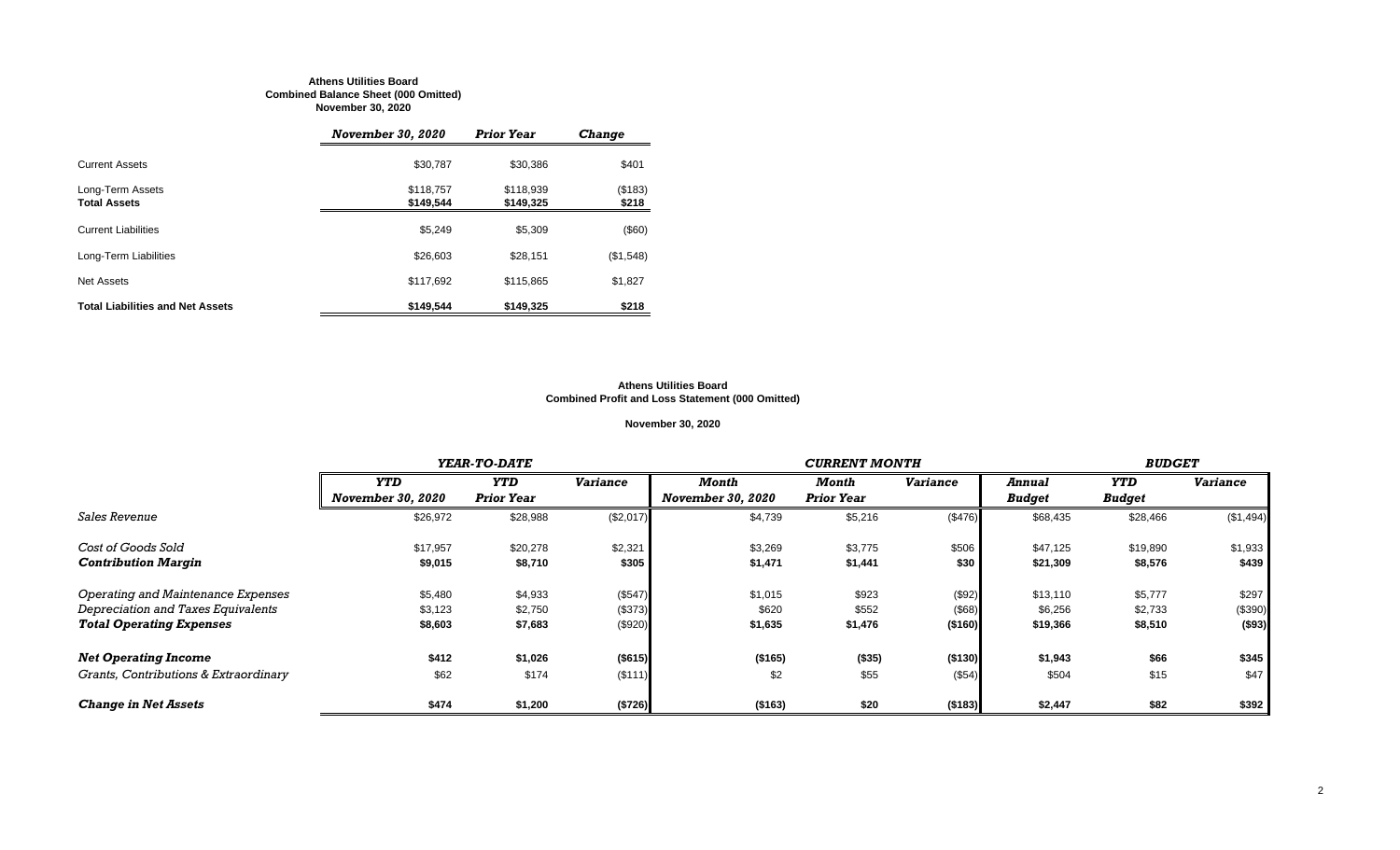**Athens Utilities Board**
**Combined Balance Sheet (000 Omitted)**
**November 30, 2020**

| | *November 30, 2020* | *Prior Year* | *Change* |
|---|---|---|---|
| Current Assets | $30,787 | $30,386 | $401 |
| Long-Term Assets | $118,757 | $118,939 | ($183) |
| **Total Assets** | **$149,544** | **$149,325** | **$218** |
| Current Liabilities | $5,249 | $5,309 | ($60) |
| Long-Term Liabilities | $26,603 | $28,151 | ($1,548) |
| Net Assets | $117,692 | $115,865 | $1,827 |
| **Total Liabilities and Net Assets** | **$149,544** | **$149,325** | **$218** |

**Athens Utilities Board**
**Combined Profit and Loss Statement (000 Omitted)**

**November 30, 2020**

| | *YEAR-TO-DATE* | | | *CURRENT MONTH* | | | *BUDGET* | | |
|---|---|---|---|---|---|---|---|---|---|
| | *YTD November 30, 2020* | *YTD Prior Year* | *Variance* | *Month November 30, 2020* | *Month Prior Year* | *Variance* | *Annual Budget* | *YTD Budget* | *Variance* |
| *Sales Revenue* | $26,972 | $28,988 | ($2,017) | $4,739 | $5,216 | ($476) | $68,435 | $28,466 | ($1,494) |
| *Cost of Goods Sold* | $17,957 | $20,278 | $2,321 | $3,269 | $3,775 | $506 | $47,125 | $19,890 | $1,933 |
| ***Contribution Margin*** | **$9,015** | **$8,710** | **$305** | **$1,471** | **$1,441** | **$30** | **$21,309** | **$8,576** | **$439** |
| *Operating and Maintenance Expenses* | $5,480 | $4,933 | ($547) | $1,015 | $923 | ($92) | $13,110 | $5,777 | $297 |
| *Depreciation and Taxes Equivalents* | $3,123 | $2,750 | ($373) | $620 | $552 | ($68) | $6,256 | $2,733 | ($390) |
| ***Total Operating Expenses*** | **$8,603** | **$7,683** | ($920) | **$1,635** | **$1,476** | **($160)** | **$19,366** | **$8,510** | **($93)** |
| ***Net Operating Income*** | **$412** | **$1,026** | **($615)** | **($165)** | **($35)** | **($130)** | **$1,943** | **$66** | **$345** |
| *Grants, Contributions & Extraordinary* | $62 | $174 | ($111) | $2 | $55 | ($54) | $504 | $15 | $47 |
| ***Change in Net Assets*** | **$474** | **$1,200** | **($726)** | **($163)** | **$20** | **($183)** | **$2,447** | **$82** | **$392** |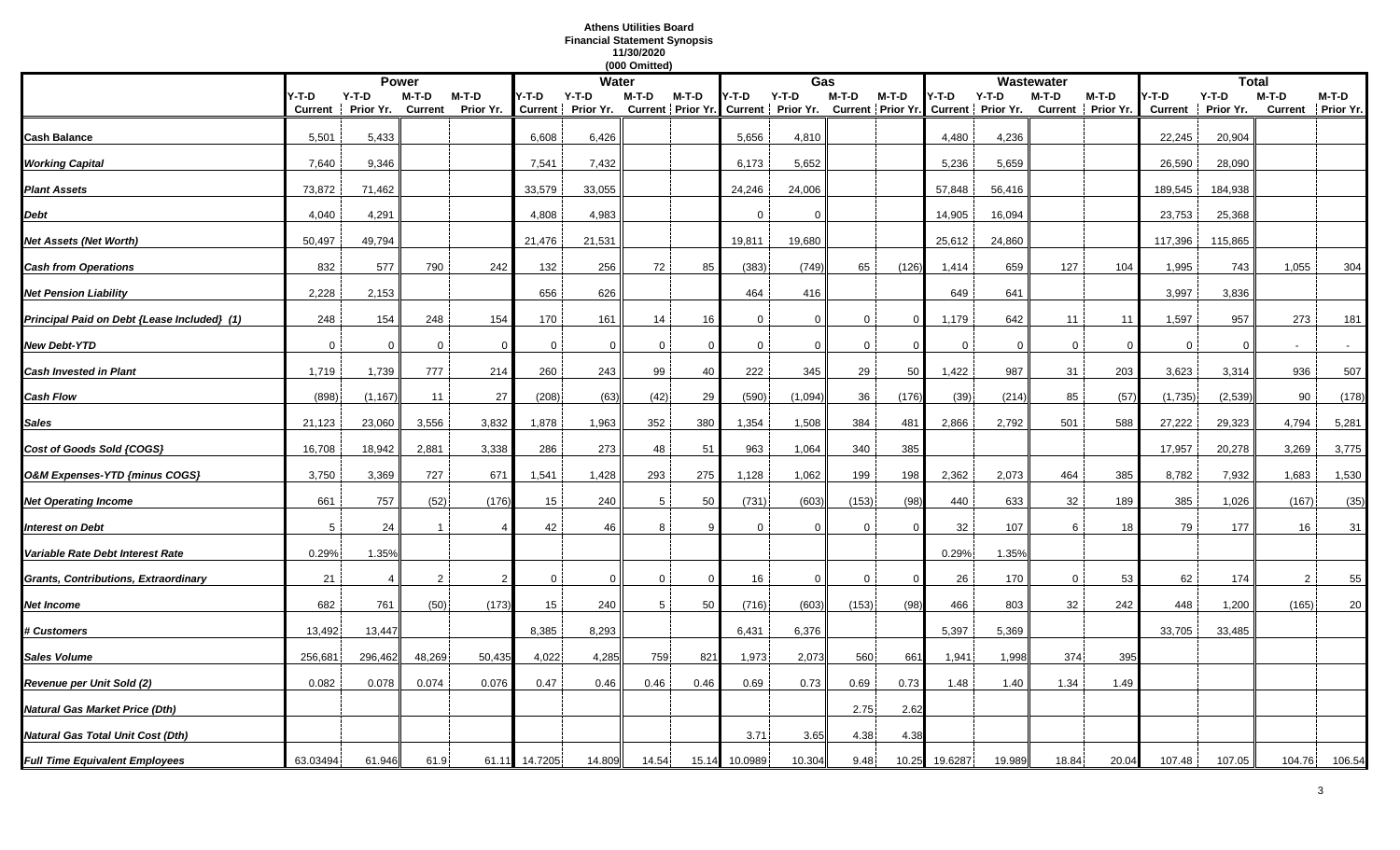# Athens Utilities Board
## Financial Statement Synopsis
### 11/30/2020
### (000 Omitted)

| | Power | | | | Water | | | | Gas | | | | Wastewater | | | | Total | | | |
|---|---|---|---|---|---|---|---|---|---|---|---|---|---|---|---|---|---|---|---|---|
| | Y-T-D Current | Y-T-D Prior Yr. | M-T-D Current | M-T-D Prior Yr. | Y-T-D Current | Y-T-D Prior Yr. | M-T-D Current | M-T-D Prior Yr. | Y-T-D Current | Y-T-D Prior Yr. | M-T-D Current | M-T-D Prior Yr. | Y-T-D Current | Y-T-D Prior Yr. | M-T-D Current | M-T-D Prior Yr. | Y-T-D Current | Y-T-D Prior Yr. | M-T-D Current | M-T-D Prior Yr. |
| **Cash Balance** | 5,501 | 5,433 | | | 6,608 | 6,426 | | | 5,656 | 4,810 | | | 4,480 | 4,236 | | | 22,245 | 20,904 | | |
| ***Working Capital*** | 7,640 | 9,346 | | | 7,541 | 7,432 | | | 6,173 | 5,652 | | | 5,236 | 5,659 | | | 26,590 | 28,090 | | |
| ***Plant Assets*** | 73,872 | 71,462 | | | 33,579 | 33,055 | | | 24,246 | 24,006 | | | 57,848 | 56,416 | | | 189,545 | 184,938 | | |
| ***Debt*** | 4,040 | 4,291 | | | 4,808 | 4,983 | | | 0 | 0 | | | 14,905 | 16,094 | | | 23,753 | 25,368 | | |
| ***Net Assets (Net Worth)*** | 50,497 | 49,794 | | | 21,476 | 21,531 | | | 19,811 | 19,680 | | | 25,612 | 24,860 | | | 117,396 | 115,865 | | |
| ***Cash from Operations*** | 832 | 577 | 790 | 242 | 132 | 256 | 72 | 85 | (383) | (749) | 65 | (126) | 1,414 | 659 | 127 | 104 | 1,995 | 743 | 1,055 | 304 |
| ***Net Pension Liability*** | 2,228 | 2,153 | | | 656 | 626 | | | 464 | 416 | | | 649 | 641 | | | 3,997 | 3,836 | | |
| ***Principal Paid on Debt {Lease Included} (1)*** | 248 | 154 | 248 | 154 | 170 | 161 | 14 | 16 | 0 | 0 | 0 | 0 | 1,179 | 642 | 11 | 11 | 1,597 | 957 | 273 | 181 |
| ***New Debt-YTD*** | 0 | 0 | 0 | 0 | 0 | 0 | 0 | 0 | 0 | 0 | 0 | 0 | 0 | 0 | 0 | 0 | 0 | 0 | - | - |
| ***Cash Invested in Plant*** | 1,719 | 1,739 | 777 | 214 | 260 | 243 | 99 | 40 | 222 | 345 | 29 | 50 | 1,422 | 987 | 31 | 203 | 3,623 | 3,314 | 936 | 507 |
| ***Cash Flow*** | (898) | (1,167) | 11 | 27 | (208) | (63) | (42) | 29 | (590) | (1,094) | 36 | (176) | (39) | (214) | 85 | (57) | (1,735) | (2,539) | 90 | (178) |
| ***Sales*** | 21,123 | 23,060 | 3,556 | 3,832 | 1,878 | 1,963 | 352 | 380 | 1,354 | 1,508 | 384 | 481 | 2,866 | 2,792 | 501 | 588 | 27,222 | 29,323 | 4,794 | 5,281 |
| ***Cost of Goods Sold {COGS}*** | 16,708 | 18,942 | 2,881 | 3,338 | 286 | 273 | 48 | 51 | 963 | 1,064 | 340 | 385 | | | | | 17,957 | 20,278 | 3,269 | 3,775 |
| ***O&M Expenses-YTD {minus COGS}*** | 3,750 | 3,369 | 727 | 671 | 1,541 | 1,428 | 293 | 275 | 1,128 | 1,062 | 199 | 198 | 2,362 | 2,073 | 464 | 385 | 8,782 | 7,932 | 1,683 | 1,530 |
| ***Net Operating Income*** | 661 | 757 | (52) | (176) | 15 | 240 | 5 | 50 | (731) | (603) | (153) | (98) | 440 | 633 | 32 | 189 | 385 | 1,026 | (167) | (35) |
| ***Interest on Debt*** | 5 | 24 | 1 | 4 | 42 | 46 | 8 | 9 | 0 | 0 | 0 | 0 | 32 | 107 | 6 | 18 | 79 | 177 | 16 | 31 |
| ***Variable Rate Debt Interest Rate*** | 0.29% | 1.35% | | | | | | | | | | | 0.29% | 1.35% | | | | | | |
| ***Grants, Contributions, Extraordinary*** | 21 | 4 | 2 | 2 | 0 | 0 | 0 | 0 | 16 | 0 | 0 | 0 | 26 | 170 | 0 | 53 | 62 | 174 | 2 | 55 |
| ***Net Income*** | 682 | 761 | (50) | (173) | 15 | 240 | 5 | 50 | (716) | (603) | (153) | (98) | 466 | 803 | 32 | 242 | 448 | 1,200 | (165) | 20 |
| ***# Customers*** | 13,492 | 13,447 | | | 8,385 | 8,293 | | | 6,431 | 6,376 | | | 5,397 | 5,369 | | | 33,705 | 33,485 | | |
| ***Sales Volume*** | 256,681 | 296,462 | 48,269 | 50,435 | 4,022 | 4,285 | 759 | 821 | 1,973 | 2,073 | 560 | 661 | 1,941 | 1,998 | 374 | 395 | | | | |
| ***Revenue per Unit Sold (2)*** | 0.082 | 0.078 | 0.074 | 0.076 | 0.47 | 0.46 | 0.46 | 0.46 | 0.69 | 0.73 | 0.69 | 0.73 | 1.48 | 1.40 | 1.34 | 1.49 | | | | |
| ***Natural Gas Market Price (Dth)*** | | | | | | | | | | | 2.75 | 2.62 | | | | | | | | |
| ***Natural Gas Total Unit Cost (Dth)*** | | | | | | | | | 3.71 | 3.65 | 4.38 | 4.38 | | | | | | | | |
| ***Full Time Equivalent Employees*** | 63.03494 | 61.946 | 61.9 | 61.11 | 14.7205 | 14.809 | 14.54 | 15.14 | 10.0989 | 10.304 | 9.48 | 10.25 | 19.6287 | 19.989 | 18.84 | 20.04 | 107.48 | 107.05 | 104.76 | 106.54 |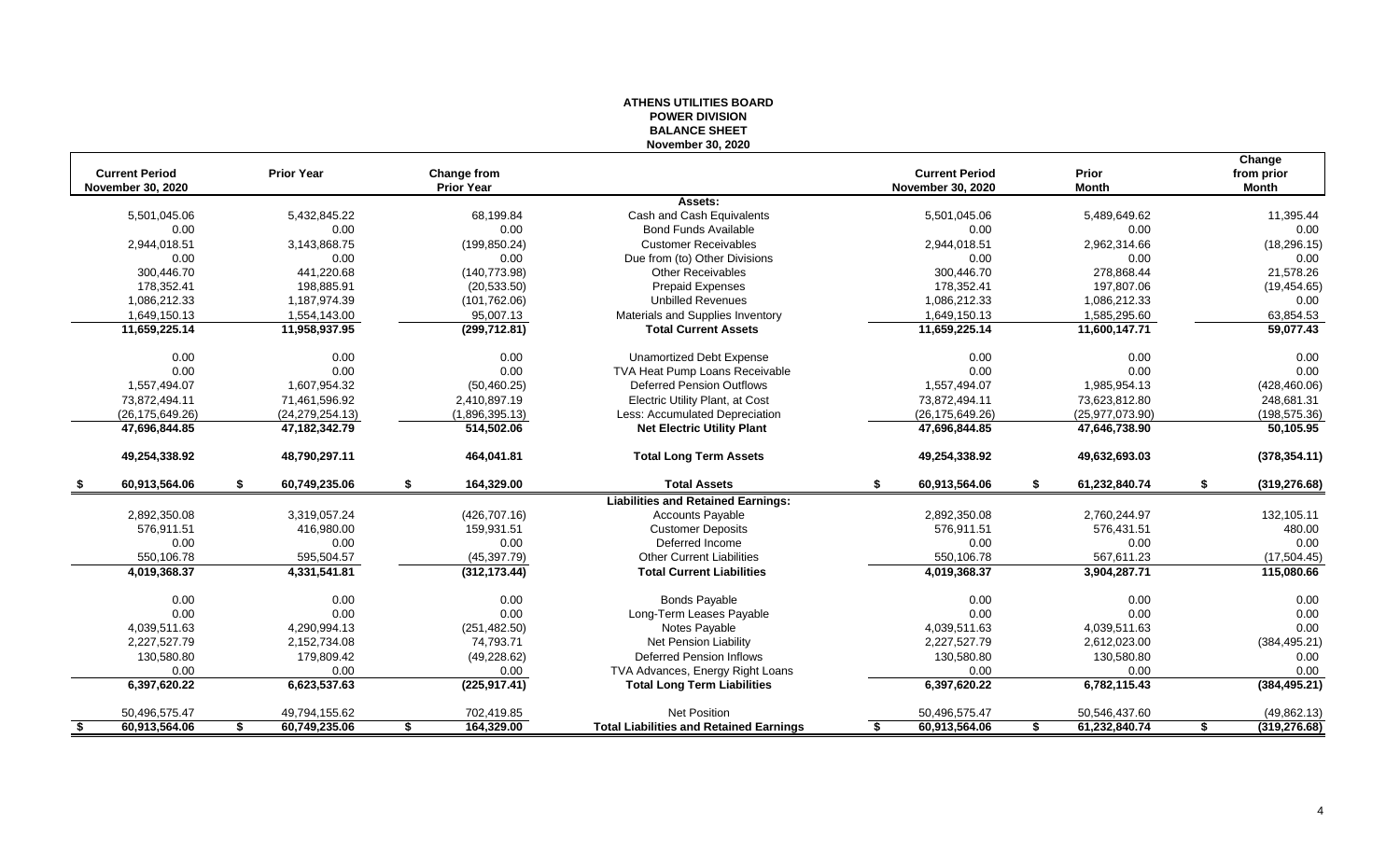# ATHENS UTILITIES BOARD
## POWER DIVISION
## BALANCE SHEET
### November 30, 2020

| Current Period November 30, 2020 | Prior Year | Change from Prior Year | | Current Period November 30, 2020 | Prior Month | Change from prior Month |
|---|---|---|---|---|---|---|
| | | | **Assets:** | | | |
| 5,501,045.06 | 5,432,845.22 | 68,199.84 | Cash and Cash Equivalents | 5,501,045.06 | 5,489,649.62 | 11,395.44 |
| 0.00 | 0.00 | 0.00 | Bond Funds Available | 0.00 | 0.00 | 0.00 |
| 2,944,018.51 | 3,143,868.75 | (199,850.24) | Customer Receivables | 2,944,018.51 | 2,962,314.66 | (18,296.15) |
| 0.00 | 0.00 | 0.00 | Due from (to) Other Divisions | 0.00 | 0.00 | 0.00 |
| 300,446.70 | 441,220.68 | (140,773.98) | Other Receivables | 300,446.70 | 278,868.44 | 21,578.26 |
| 178,352.41 | 198,885.91 | (20,533.50) | Prepaid Expenses | 178,352.41 | 197,807.06 | (19,454.65) |
| 1,086,212.33 | 1,187,974.39 | (101,762.06) | Unbilled Revenues | 1,086,212.33 | 1,086,212.33 | 0.00 |
| 1,649,150.13 | 1,554,143.00 | 95,007.13 | Materials and Supplies Inventory | 1,649,150.13 | 1,585,295.60 | 63,854.53 |
| **11,659,225.14** | **11,958,937.95** | **(299,712.81)** | **Total Current Assets** | **11,659,225.14** | **11,600,147.71** | **59,077.43** |
| 0.00 | 0.00 | 0.00 | Unamortized Debt Expense | 0.00 | 0.00 | 0.00 |
| 0.00 | 0.00 | 0.00 | TVA Heat Pump Loans Receivable | 0.00 | 0.00 | 0.00 |
| 1,557,494.07 | 1,607,954.32 | (50,460.25) | Deferred Pension Outflows | 1,557,494.07 | 1,985,954.13 | (428,460.06) |
| 73,872,494.11 | 71,461,596.92 | 2,410,897.19 | Electric Utility Plant, at Cost | 73,872,494.11 | 73,623,812.80 | 248,681.31 |
| (26,175,649.26) | (24,279,254.13) | (1,896,395.13) | Less: Accumulated Depreciation | (26,175,649.26) | (25,977,073.90) | (198,575.36) |
| **47,696,844.85** | **47,182,342.79** | **514,502.06** | **Net Electric Utility Plant** | **47,696,844.85** | **47,646,738.90** | **50,105.95** |
| **49,254,338.92** | **48,790,297.11** | **464,041.81** | **Total Long Term Assets** | **49,254,338.92** | **49,632,693.03** | **(378,354.11)** |
| **$ 60,913,564.06** | **$ 60,749,235.06** | **$ 164,329.00** | **Total Assets** | **$ 60,913,564.06** | **$ 61,232,840.74** | **$ (319,276.68)** |
| | | | **Liabilities and Retained Earnings:** | | | |
| 2,892,350.08 | 3,319,057.24 | (426,707.16) | Accounts Payable | 2,892,350.08 | 2,760,244.97 | 132,105.11 |
| 576,911.51 | 416,980.00 | 159,931.51 | Customer Deposits | 576,911.51 | 576,431.51 | 480.00 |
| 0.00 | 0.00 | 0.00 | Deferred Income | 0.00 | 0.00 | 0.00 |
| 550,106.78 | 595,504.57 | (45,397.79) | Other Current Liabilities | 550,106.78 | 567,611.23 | (17,504.45) |
| **4,019,368.37** | **4,331,541.81** | **(312,173.44)** | **Total Current Liabilities** | **4,019,368.37** | **3,904,287.71** | **115,080.66** |
| 0.00 | 0.00 | 0.00 | Bonds Payable | 0.00 | 0.00 | 0.00 |
| 0.00 | 0.00 | 0.00 | Long-Term Leases Payable | 0.00 | 0.00 | 0.00 |
| 4,039,511.63 | 4,290,994.13 | (251,482.50) | Notes Payable | 4,039,511.63 | 4,039,511.63 | 0.00 |
| 2,227,527.79 | 2,152,734.08 | 74,793.71 | Net Pension Liability | 2,227,527.79 | 2,612,023.00 | (384,495.21) |
| 130,580.80 | 179,809.42 | (49,228.62) | Deferred Pension Inflows | 130,580.80 | 130,580.80 | 0.00 |
| 0.00 | 0.00 | 0.00 | TVA Advances, Energy Right Loans | 0.00 | 0.00 | 0.00 |
| **6,397,620.22** | **6,623,537.63** | **(225,917.41)** | **Total Long Term Liabilities** | **6,397,620.22** | **6,782,115.43** | **(384,495.21)** |
| 50,496,575.47 | 49,794,155.62 | 702,419.85 | Net Position | 50,496,575.47 | 50,546,437.60 | (49,862.13) |
| **$ 60,913,564.06** | **$ 60,749,235.06** | **$ 164,329.00** | **Total Liabilities and Retained Earnings** | **$ 60,913,564.06** | **$ 61,232,840.74** | **$ (319,276.68)** |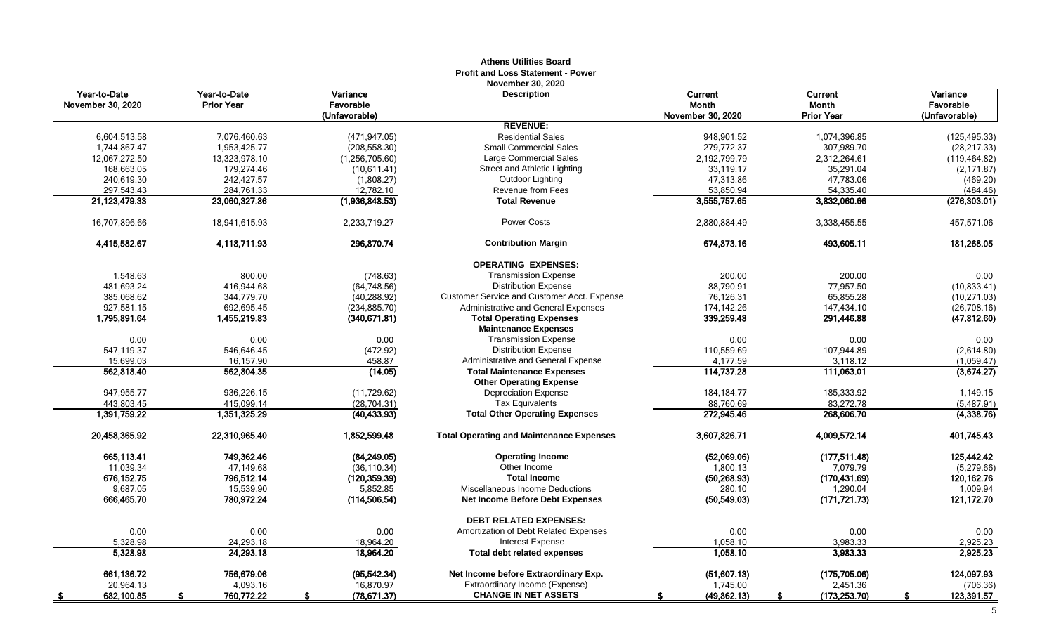**Athens Utilities Board**
**Profit and Loss Statement - Power**
**November 30, 2020**

| Year-to-Date November 30, 2020 | Year-to-Date Prior Year | Variance Favorable (Unfavorable) | Description | Current Month November 30, 2020 | Current Month Prior Year | Variance Favorable (Unfavorable) |
|---|---|---|---|---|---|---|
| | | | **REVENUE:** | | | |
| 6,604,513.58 | 7,076,460.63 | (471,947.05) | Residential Sales | 948,901.52 | 1,074,396.85 | (125,495.33) |
| 1,744,867.47 | 1,953,425.77 | (208,558.30) | Small Commercial Sales | 279,772.37 | 307,989.70 | (28,217.33) |
| 12,067,272.50 | 13,323,978.10 | (1,256,705.60) | Large Commercial Sales | 2,192,799.79 | 2,312,264.61 | (119,464.82) |
| 168,663.05 | 179,274.46 | (10,611.41) | Street and Athletic Lighting | 33,119.17 | 35,291.04 | (2,171.87) |
| 240,619.30 | 242,427.57 | (1,808.27) | Outdoor Lighting | 47,313.86 | 47,783.06 | (469.20) |
| 297,543.43 | 284,761.33 | 12,782.10 | Revenue from Fees | 53,850.94 | 54,335.40 | (484.46) |
| **21,123,479.33** | **23,060,327.86** | **(1,936,848.53)** | **Total Revenue** | **3,555,757.65** | **3,832,060.66** | **(276,303.01)** |
| 16,707,896.66 | 18,941,615.93 | 2,233,719.27 | Power Costs | 2,880,884.49 | 3,338,455.55 | 457,571.06 |
| **4,415,582.67** | **4,118,711.93** | **296,870.74** | **Contribution Margin** | **674,873.16** | **493,605.11** | **181,268.05** |
| | | | **OPERATING EXPENSES:** | | | |
| 1,548.63 | 800.00 | (748.63) | Transmission Expense | 200.00 | 200.00 | 0.00 |
| 481,693.24 | 416,944.68 | (64,748.56) | Distribution Expense | 88,790.91 | 77,957.50 | (10,833.41) |
| 385,068.62 | 344,779.70 | (40,288.92) | Customer Service and Customer Acct. Expense | 76,126.31 | 65,855.28 | (10,271.03) |
| 927,581.15 | 692,695.45 | (234,885.70) | Administrative and General Expenses | 174,142.26 | 147,434.10 | (26,708.16) |
| **1,795,891.64** | **1,455,219.83** | **(340,671.81)** | **Total Operating Expenses** | **339,259.48** | **291,446.88** | **(47,812.60)** |
| | | | **Maintenance Expenses** | | | |
| 0.00 | 0.00 | 0.00 | Transmission Expense | 0.00 | 0.00 | 0.00 |
| 547,119.37 | 546,646.45 | (472.92) | Distribution Expense | 110,559.69 | 107,944.89 | (2,614.80) |
| 15,699.03 | 16,157.90 | 458.87 | Administrative and General Expense | 4,177.59 | 3,118.12 | (1,059.47) |
| **562,818.40** | **562,804.35** | **(14.05)** | **Total Maintenance Expenses** | **114,737.28** | **111,063.01** | **(3,674.27)** |
| | | | **Other Operating Expense** | | | |
| 947,955.77 | 936,226.15 | (11,729.62) | Depreciation Expense | 184,184.77 | 185,333.92 | 1,149.15 |
| 443,803.45 | 415,099.14 | (28,704.31) | Tax Equivalents | 88,760.69 | 83,272.78 | (5,487.91) |
| **1,391,759.22** | **1,351,325.29** | **(40,433.93)** | **Total Other Operating Expenses** | **272,945.46** | **268,606.70** | **(4,338.76)** |
| **20,458,365.92** | **22,310,965.40** | **1,852,599.48** | **Total Operating and Maintenance Expenses** | **3,607,826.71** | **4,009,572.14** | **401,745.43** |
| **665,113.41** | **749,362.46** | **(84,249.05)** | **Operating Income** | **(52,069.06)** | **(177,511.48)** | **125,442.42** |
| 11,039.34 | 47,149.68 | (36,110.34) | Other Income | 1,800.13 | 7,079.79 | (5,279.66) |
| **676,152.75** | **796,512.14** | **(120,359.39)** | **Total Income** | **(50,268.93)** | **(170,431.69)** | **120,162.76** |
| 9,687.05 | 15,539.90 | 5,852.85 | Miscellaneous Income Deductions | 280.10 | 1,290.04 | 1,009.94 |
| **666,465.70** | **780,972.24** | **(114,506.54)** | **Net Income Before Debt Expenses** | **(50,549.03)** | **(171,721.73)** | **121,172.70** |
| | | | **DEBT RELATED EXPENSES:** | | | |
| 0.00 | 0.00 | 0.00 | Amortization of Debt Related Expenses | 0.00 | 0.00 | 0.00 |
| 5,328.98 | 24,293.18 | 18,964.20 | Interest Expense | 1,058.10 | 3,983.33 | 2,925.23 |
| **5,328.98** | **24,293.18** | **18,964.20** | **Total debt related expenses** | **1,058.10** | **3,983.33** | **2,925.23** |
| **661,136.72** | **756,679.06** | **(95,542.34)** | **Net Income before Extraordinary Exp.** | **(51,607.13)** | **(175,705.06)** | **124,097.93** |
| 20,964.13 | 4,093.16 | 16,870.97 | Extraordinary Income (Expense) | 1,745.00 | 2,451.36 | (706.36) |
| **$ 682,100.85** | **$ 760,772.22** | **$ (78,671.37)** | **CHANGE IN NET ASSETS** | **$ (49,862.13)** | **$ (173,253.70)** | **$ 123,391.57** |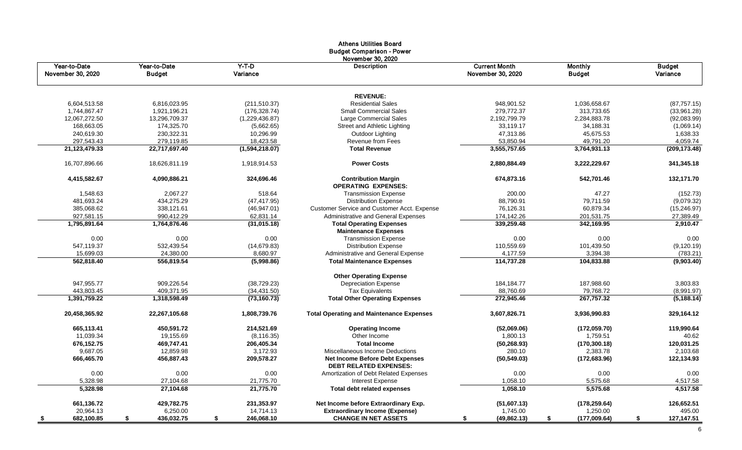# Athens Utilities Board
## Budget Comparison - Power
### November 30, 2020

| Year-to-Date November 30, 2020 | Year-to-Date Budget | Y-T-D Variance | Description | Current Month November 30, 2020 | Monthly Budget | Budget Variance |
|---|---|---|---|---|---|---|
| | | | **REVENUE:** | | | |
| 6,604,513.58 | 6,816,023.95 | (211,510.37) | Residential Sales | 948,901.52 | 1,036,658.67 | (87,757.15) |
| 1,744,867.47 | 1,921,196.21 | (176,328.74) | Small Commercial Sales | 279,772.37 | 313,733.65 | (33,961.28) |
| 12,067,272.50 | 13,296,709.37 | (1,229,436.87) | Large Commercial Sales | 2,192,799.79 | 2,284,883.78 | (92,083.99) |
| 168,663.05 | 174,325.70 | (5,662.65) | Street and Athletic Lighting | 33,119.17 | 34,188.31 | (1,069.14) |
| 240,619.30 | 230,322.31 | 10,296.99 | Outdoor Lighting | 47,313.86 | 45,675.53 | 1,638.33 |
| 297,543.43 | 279,119.85 | 18,423.58 | Revenue from Fees | 53,850.94 | 49,791.20 | 4,059.74 |
| **21,123,479.33** | **22,717,697.40** | **(1,594,218.07)** | **Total Revenue** | **3,555,757.65** | **3,764,931.13** | **(209,173.48)** |
| 16,707,896.66 | 18,626,811.19 | 1,918,914.53 | **Power Costs** | 2,880,884.49 | 3,222,229.67 | 341,345.18 |
| **4,415,582.67** | **4,090,886.21** | **324,696.46** | **Contribution Margin** | **674,873.16** | **542,701.46** | **132,171.70** |
| | | | **OPERATING EXPENSES:** | | | |
| 1,548.63 | 2,067.27 | 518.64 | Transmission Expense | 200.00 | 47.27 | (152.73) |
| 481,693.24 | 434,275.29 | (47,417.95) | Distribution Expense | 88,790.91 | 79,711.59 | (9,079.32) |
| 385,068.62 | 338,121.61 | (46,947.01) | Customer Service and Customer Acct. Expense | 76,126.31 | 60,879.34 | (15,246.97) |
| 927,581.15 | 990,412.29 | 62,831.14 | Administrative and General Expenses | 174,142.26 | 201,531.75 | 27,389.49 |
| **1,795,891.64** | **1,764,876.46** | **(31,015.18)** | **Total Operating Expenses** | **339,259.48** | **342,169.95** | **2,910.47** |
| | | | **Maintenance Expenses** | | | |
| 0.00 | 0.00 | 0.00 | Transmission Expense | 0.00 | 0.00 | 0.00 |
| 547,119.37 | 532,439.54 | (14,679.83) | Distribution Expense | 110,559.69 | 101,439.50 | (9,120.19) |
| 15,699.03 | 24,380.00 | 8,680.97 | Administrative and General Expense | 4,177.59 | 3,394.38 | (783.21) |
| **562,818.40** | **556,819.54** | **(5,998.86)** | **Total Maintenance Expenses** | **114,737.28** | **104,833.88** | **(9,903.40)** |
| | | | **Other Operating Expense** | | | |
| 947,955.77 | 909,226.54 | (38,729.23) | Depreciation Expense | 184,184.77 | 187,988.60 | 3,803.83 |
| 443,803.45 | 409,371.95 | (34,431.50) | Tax Equivalents | 88,760.69 | 79,768.72 | (8,991.97) |
| **1,391,759.22** | **1,318,598.49** | **(73,160.73)** | **Total Other Operating Expenses** | **272,945.46** | **267,757.32** | **(5,188.14)** |
| **20,458,365.92** | **22,267,105.68** | **1,808,739.76** | **Total Operating and Maintenance Expenses** | **3,607,826.71** | **3,936,990.83** | **329,164.12** |
| **665,113.41** | **450,591.72** | **214,521.69** | **Operating Income** | **(52,069.06)** | **(172,059.70)** | **119,990.64** |
| 11,039.34 | 19,155.69 | (8,116.35) | Other Income | 1,800.13 | 1,759.51 | 40.62 |
| **676,152.75** | **469,747.41** | **206,405.34** | **Total Income** | **(50,268.93)** | **(170,300.18)** | **120,031.25** |
| 9,687.05 | 12,859.98 | 3,172.93 | Miscellaneous Income Deductions | 280.10 | 2,383.78 | 2,103.68 |
| **666,465.70** | **456,887.43** | **209,578.27** | **Net Income Before Debt Expenses** | **(50,549.03)** | **(172,683.96)** | **122,134.93** |
| | | | **DEBT RELATED EXPENSES:** | | | |
| 0.00 | 0.00 | 0.00 | Amortization of Debt Related Expenses | 0.00 | 0.00 | 0.00 |
| 5,328.98 | 27,104.68 | 21,775.70 | Interest Expense | 1,058.10 | 5,575.68 | 4,517.58 |
| **5,328.98** | **27,104.68** | **21,775.70** | **Total debt related expenses** | **1,058.10** | **5,575.68** | **4,517.58** |
| **661,136.72** | **429,782.75** | **231,353.97** | **Net Income before Extraordinary Exp.** | **(51,607.13)** | **(178,259.64)** | **126,652.51** |
| 20,964.13 | 6,250.00 | 14,714.13 | **Extraordinary Income (Expense)** | 1,745.00 | 1,250.00 | 495.00 |
| **$ 682,100.85** | **$ 436,032.75** | **$ 246,068.10** | **CHANGE IN NET ASSETS** | **$ (49,862.13)** | **$ (177,009.64)** | **$ 127,147.51** |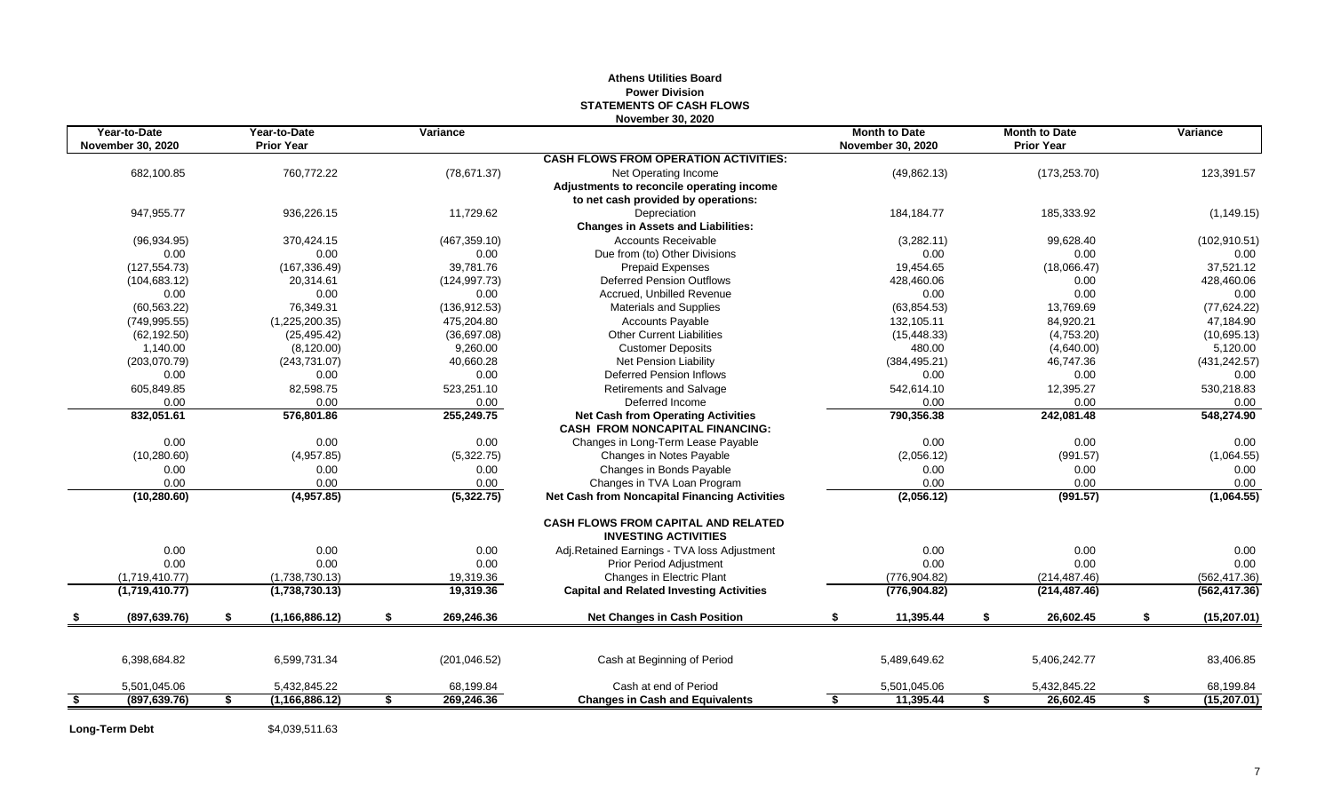**Athens Utilities Board**
**Power Division**
**STATEMENTS OF CASH FLOWS**
**November 30, 2020**

| Year-to-Date November 30, 2020 | Year-to-Date Prior Year | Variance | | Month to Date November 30, 2020 | Month to Date Prior Year | Variance |
|---|---|---|---|---|---|---|
| | | | **CASH FLOWS FROM OPERATION ACTIVITIES:** | | | |
| 682,100.85 | 760,772.22 | (78,671.37) | Net Operating Income | (49,862.13) | (173,253.70) | 123,391.57 |
| | | | **Adjustments to reconcile operating income** | | | |
| | | | **to net cash provided by operations:** | | | |
| 947,955.77 | 936,226.15 | 11,729.62 | Depreciation | 184,184.77 | 185,333.92 | (1,149.15) |
| | | | **Changes in Assets and Liabilities:** | | | |
| (96,934.95) | 370,424.15 | (467,359.10) | Accounts Receivable | (3,282.11) | 99,628.40 | (102,910.51) |
| 0.00 | 0.00 | 0.00 | Due from (to) Other Divisions | 0.00 | 0.00 | 0.00 |
| (127,554.73) | (167,336.49) | 39,781.76 | Prepaid Expenses | 19,454.65 | (18,066.47) | 37,521.12 |
| (104,683.12) | 20,314.61 | (124,997.73) | Deferred Pension Outflows | 428,460.06 | 0.00 | 428,460.06 |
| 0.00 | 0.00 | 0.00 | Accrued, Unbilled Revenue | 0.00 | 0.00 | 0.00 |
| (60,563.22) | 76,349.31 | (136,912.53) | Materials and Supplies | (63,854.53) | 13,769.69 | (77,624.22) |
| (749,995.55) | (1,225,200.35) | 475,204.80 | Accounts Payable | 132,105.11 | 84,920.21 | 47,184.90 |
| (62,192.50) | (25,495.42) | (36,697.08) | Other Current Liabilities | (15,448.33) | (4,753.20) | (10,695.13) |
| 1,140.00 | (8,120.00) | 9,260.00 | Customer Deposits | 480.00 | (4,640.00) | 5,120.00 |
| (203,070.79) | (243,731.07) | 40,660.28 | Net Pension Liability | (384,495.21) | 46,747.36 | (431,242.57) |
| 0.00 | 0.00 | 0.00 | Deferred Pension Inflows | 0.00 | 0.00 | 0.00 |
| 605,849.85 | 82,598.75 | 523,251.10 | Retirements and Salvage | 542,614.10 | 12,395.27 | 530,218.83 |
| 0.00 | 0.00 | 0.00 | Deferred Income | 0.00 | 0.00 | 0.00 |
| **832,051.61** | **576,801.86** | **255,249.75** | **Net Cash from Operating Activities** | **790,356.38** | **242,081.48** | **548,274.90** |
| | | | **CASH FROM NONCAPITAL FINANCING:** | | | |
| 0.00 | 0.00 | 0.00 | Changes in Long-Term Lease Payable | 0.00 | 0.00 | 0.00 |
| (10,280.60) | (4,957.85) | (5,322.75) | Changes in Notes Payable | (2,056.12) | (991.57) | (1,064.55) |
| 0.00 | 0.00 | 0.00 | Changes in Bonds Payable | 0.00 | 0.00 | 0.00 |
| 0.00 | 0.00 | 0.00 | Changes in TVA Loan Program | 0.00 | 0.00 | 0.00 |
| **(10,280.60)** | **(4,957.85)** | **(5,322.75)** | **Net Cash from Noncapital Financing Activities** | **(2,056.12)** | **(991.57)** | **(1,064.55)** |
| | | | **CASH FLOWS FROM CAPITAL AND RELATED INVESTING ACTIVITIES** | | | |
| 0.00 | 0.00 | 0.00 | Adj.Retained Earnings - TVA loss Adjustment | 0.00 | 0.00 | 0.00 |
| 0.00 | 0.00 | 0.00 | Prior Period Adjustment | 0.00 | 0.00 | 0.00 |
| (1,719,410.77) | (1,738,730.13) | 19,319.36 | Changes in Electric Plant | (776,904.82) | (214,487.46) | (562,417.36) |
| **(1,719,410.77)** | **(1,738,730.13)** | **19,319.36** | **Capital and Related Investing Activities** | **(776,904.82)** | **(214,487.46)** | **(562,417.36)** |
| **$ (897,639.76)** | **$ (1,166,886.12)** | **$ 269,246.36** | **Net Changes in Cash Position** | **$ 11,395.44** | **$ 26,602.45** | **$ (15,207.01)** |
| 6,398,684.82 | 6,599,731.34 | (201,046.52) | Cash at Beginning of Period | 5,489,649.62 | 5,406,242.77 | 83,406.85 |
| 5,501,045.06 | 5,432,845.22 | 68,199.84 | Cash at end of Period | 5,501,045.06 | 5,432,845.22 | 68,199.84 |
| **$ (897,639.76)** | **$ (1,166,886.12)** | **$ 269,246.36** | **Changes in Cash and Equivalents** | **$ 11,395.44** | **$ 26,602.45** | **$ (15,207.01)** |

**Long-Term Debt** $4,039,511.63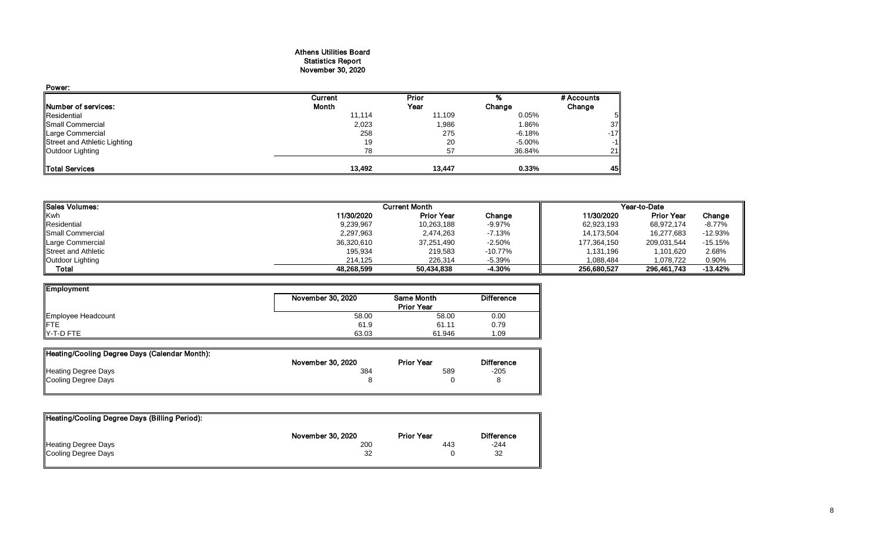# Athens Utilities Board
## Statistics Report
## November 30, 2020

**Power:**

| Number of services: | Current Month | Prior Year | % Change | # Accounts Change |
|---|---|---|---|---|
| Residential | 11,114 | 11,109 | 0.05% | 5 |
| Small Commercial | 2,023 | 1,986 | 1.86% | 37 |
| Large Commercial | 258 | 275 | -6.18% | -17 |
| Street and Athletic Lighting | 19 | 20 | -5.00% | -1 |
| Outdoor Lighting | 78 | 57 | 36.84% | 21 |
| **Total Services** | **13,492** | **13,447** | **0.33%** | **45** |

| Sales Volumes: | Current Month | | | Year-to-Date | | |
|---|---|---|---|---|---|---|
| Kwh | 11/30/2020 | Prior Year | Change | 11/30/2020 | Prior Year | Change |
| Residential | 9,239,967 | 10,263,188 | -9.97% | 62,923,193 | 68,972,174 | -8.77% |
| Small Commercial | 2,297,963 | 2,474,263 | -7.13% | 14,173,504 | 16,277,683 | -12.93% |
| Large Commercial | 36,320,610 | 37,251,490 | -2.50% | 177,364,150 | 209,031,544 | -15.15% |
| Street and Athletic | 195,934 | 219,583 | -10.77% | 1,131,196 | 1,101,620 | 2.68% |
| Outdoor Lighting | 214,125 | 226,314 | -5.39% | 1,088,484 | 1,078,722 | 0.90% |
| **Total** | **48,268,599** | **50,434,838** | **-4.30%** | **256,680,527** | **296,461,743** | **-13.42%** |

| Employment | November 30, 2020 | Same Month Prior Year | Difference |
|---|---|---|---|
| Employee Headcount | 58.00 | 58.00 | 0.00 |
| FTE | 61.9 | 61.11 | 0.79 |
| Y-T-D FTE | 63.03 | 61.946 | 1.09 |

| Heating/Cooling Degree Days (Calendar Month): | November 30, 2020 | Prior Year | Difference |
|---|---|---|---|
| Heating Degree Days | 384 | 589 | -205 |
| Cooling Degree Days | 8 | 0 | 8 |

| Heating/Cooling Degree Days (Billing Period): | November 30, 2020 | Prior Year | Difference |
|---|---|---|---|
| Heating Degree Days | 200 | 443 | -244 |
| Cooling Degree Days | 32 | 0 | 32 |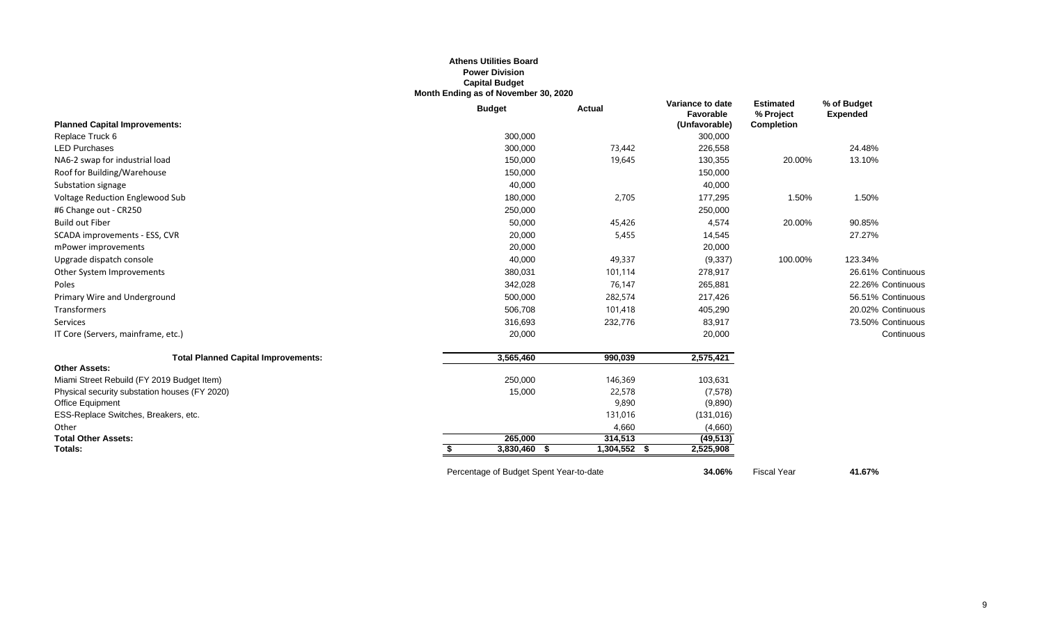**Athens Utilities Board**
**Power Division**
**Capital Budget**
**Month Ending as of November 30, 2020**

| | Budget | Actual | Variance to date Favorable (Unfavorable) | Estimated % Project Completion | % of Budget Expended | |
|---|---|---|---|---|---|---|
| **Planned Capital Improvements:** | | | | | | |
| Replace Truck 6 | 300,000 | | 300,000 | | | |
| LED Purchases | 300,000 | 73,442 | 226,558 | | 24.48% | |
| NA6-2 swap for industrial load | 150,000 | 19,645 | 130,355 | 20.00% | 13.10% | |
| Roof for Building/Warehouse | 150,000 | | 150,000 | | | |
| Substation signage | 40,000 | | 40,000 | | | |
| Voltage Reduction Englewood Sub | 180,000 | 2,705 | 177,295 | 1.50% | 1.50% | |
| #6 Change out - CR250 | 250,000 | | 250,000 | | | |
| Build out Fiber | 50,000 | 45,426 | 4,574 | 20.00% | 90.85% | |
| SCADA improvements - ESS, CVR | 20,000 | 5,455 | 14,545 | | 27.27% | |
| mPower improvements | 20,000 | | 20,000 | | | |
| Upgrade dispatch console | 40,000 | 49,337 | (9,337) | 100.00% | 123.34% | |
| Other System Improvements | 380,031 | 101,114 | 278,917 | | 26.61% | Continuous |
| Poles | 342,028 | 76,147 | 265,881 | | 22.26% | Continuous |
| Primary Wire and Underground | 500,000 | 282,574 | 217,426 | | 56.51% | Continuous |
| Transformers | 506,708 | 101,418 | 405,290 | | 20.02% | Continuous |
| Services | 316,693 | 232,776 | 83,917 | | 73.50% | Continuous |
| IT Core (Servers, mainframe, etc.) | 20,000 | | 20,000 | | | Continuous |
| **Total Planned Capital Improvements:** | 3,565,460 | 990,039 | 2,575,421 | | | |
| **Other Assets:** | | | | | | |
| Miami Street Rebuild (FY 2019 Budget Item) | 250,000 | 146,369 | 103,631 | | | |
| Physical security substation houses (FY 2020) | 15,000 | 22,578 | (7,578) | | | |
| Office Equipment | | 9,890 | (9,890) | | | |
| ESS-Replace Switches, Breakers, etc. | | 131,016 | (131,016) | | | |
| Other | | 4,660 | (4,660) | | | |
| **Total Other Assets:** | 265,000 | 314,513 | (49,513) | | | |
| **Totals:** | $ 3,830,460 | $ 1,304,552 | $ 2,525,908 | | | |
| | Percentage of Budget Spent Year-to-date | | **34.06%** | Fiscal Year | **41.67%** | |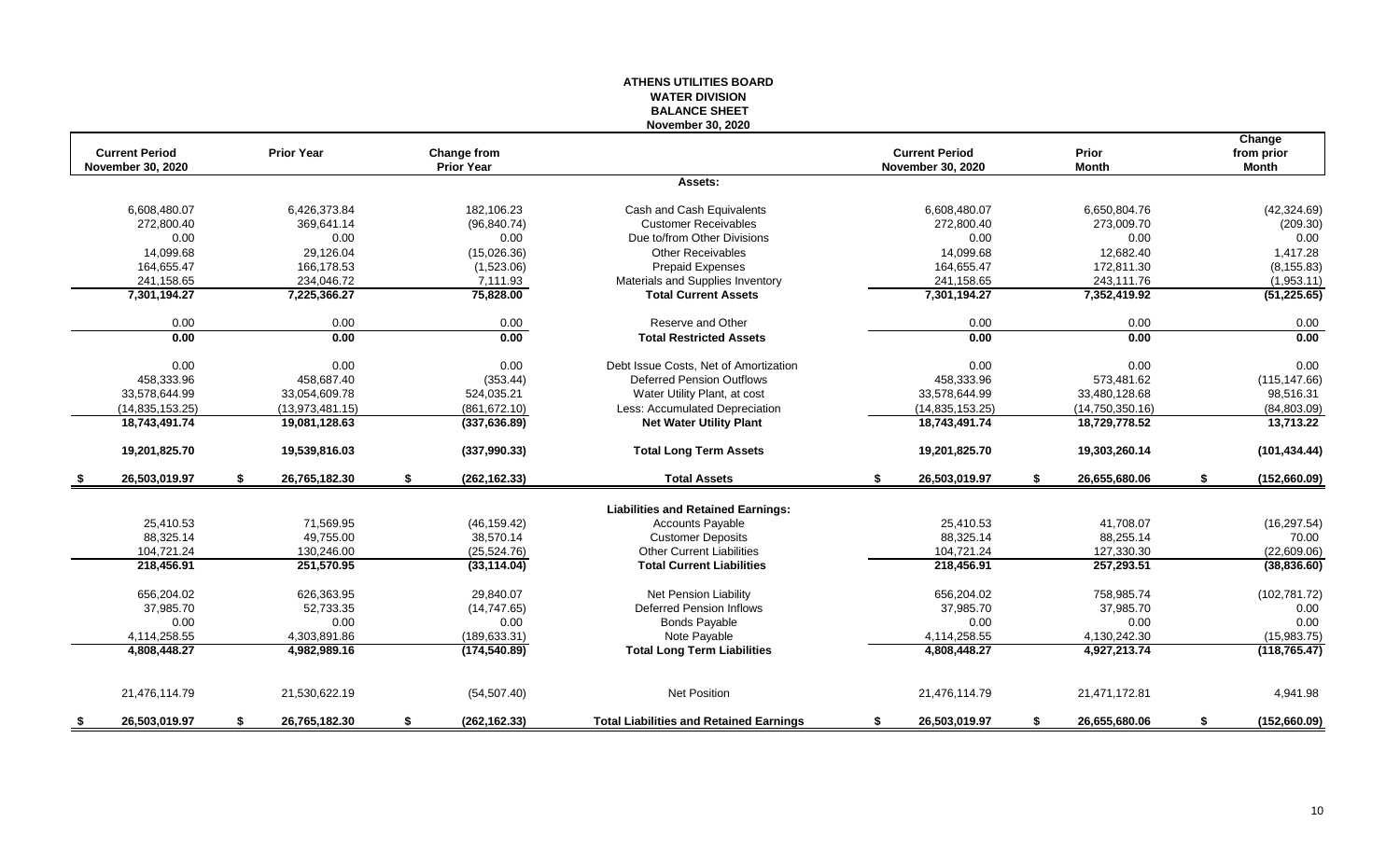**ATHENS UTILITIES BOARD**
**WATER DIVISION**
**BALANCE SHEET**
**November 30, 2020**

| Current Period November 30, 2020 | Prior Year | Change from Prior Year | | Current Period November 30, 2020 | Prior Month | Change from prior Month |
|---|---|---|---|---|---|---|
| | | | **Assets:** | | | |
| 6,608,480.07 | 6,426,373.84 | 182,106.23 | Cash and Cash Equivalents | 6,608,480.07 | 6,650,804.76 | (42,324.69) |
| 272,800.40 | 369,641.14 | (96,840.74) | Customer Receivables | 272,800.40 | 273,009.70 | (209.30) |
| 0.00 | 0.00 | 0.00 | Due to/from Other Divisions | 0.00 | 0.00 | 0.00 |
| 14,099.68 | 29,126.04 | (15,026.36) | Other Receivables | 14,099.68 | 12,682.40 | 1,417.28 |
| 164,655.47 | 166,178.53 | (1,523.06) | Prepaid Expenses | 164,655.47 | 172,811.30 | (8,155.83) |
| 241,158.65 | 234,046.72 | 7,111.93 | Materials and Supplies Inventory | 241,158.65 | 243,111.76 | (1,953.11) |
| **7,301,194.27** | **7,225,366.27** | **75,828.00** | **Total Current Assets** | **7,301,194.27** | **7,352,419.92** | **(51,225.65)** |
| 0.00 | 0.00 | 0.00 | Reserve and Other | 0.00 | 0.00 | 0.00 |
| **0.00** | **0.00** | **0.00** | **Total Restricted Assets** | **0.00** | **0.00** | **0.00** |
| 0.00 | 0.00 | 0.00 | Debt Issue Costs, Net of Amortization | 0.00 | 0.00 | 0.00 |
| 458,333.96 | 458,687.40 | (353.44) | Deferred Pension Outflows | 458,333.96 | 573,481.62 | (115,147.66) |
| 33,578,644.99 | 33,054,609.78 | 524,035.21 | Water Utility Plant, at cost | 33,578,644.99 | 33,480,128.68 | 98,516.31 |
| (14,835,153.25) | (13,973,481.15) | (861,672.10) | Less: Accumulated Depreciation | (14,835,153.25) | (14,750,350.16) | (84,803.09) |
| **18,743,491.74** | **19,081,128.63** | **(337,636.89)** | **Net Water Utility Plant** | **18,743,491.74** | **18,729,778.52** | **13,713.22** |
| **19,201,825.70** | **19,539,816.03** | **(337,990.33)** | **Total Long Term Assets** | **19,201,825.70** | **19,303,260.14** | **(101,434.44)** |
| **$ 26,503,019.97** | **$ 26,765,182.30** | **$ (262,162.33)** | **Total Assets** | **$ 26,503,019.97** | **$ 26,655,680.06** | **$ (152,660.09)** |
| | | | **Liabilities and Retained Earnings:** | | | |
| 25,410.53 | 71,569.95 | (46,159.42) | Accounts Payable | 25,410.53 | 41,708.07 | (16,297.54) |
| 88,325.14 | 49,755.00 | 38,570.14 | Customer Deposits | 88,325.14 | 88,255.14 | 70.00 |
| 104,721.24 | 130,246.00 | (25,524.76) | Other Current Liabilities | 104,721.24 | 127,330.30 | (22,609.06) |
| **218,456.91** | **251,570.95** | **(33,114.04)** | **Total Current Liabilities** | **218,456.91** | **257,293.51** | **(38,836.60)** |
| 656,204.02 | 626,363.95 | 29,840.07 | Net Pension Liability | 656,204.02 | 758,985.74 | (102,781.72) |
| 37,985.70 | 52,733.35 | (14,747.65) | Deferred Pension Inflows | 37,985.70 | 37,985.70 | 0.00 |
| 0.00 | 0.00 | 0.00 | Bonds Payable | 0.00 | 0.00 | 0.00 |
| 4,114,258.55 | 4,303,891.86 | (189,633.31) | Note Payable | 4,114,258.55 | 4,130,242.30 | (15,983.75) |
| **4,808,448.27** | **4,982,989.16** | **(174,540.89)** | **Total Long Term Liabilities** | **4,808,448.27** | **4,927,213.74** | **(118,765.47)** |
| 21,476,114.79 | 21,530,622.19 | (54,507.40) | Net Position | 21,476,114.79 | 21,471,172.81 | 4,941.98 |
| **$ 26,503,019.97** | **$ 26,765,182.30** | **$ (262,162.33)** | **Total Liabilities and Retained Earnings** | **$ 26,503,019.97** | **$ 26,655,680.06** | **$ (152,660.09)** |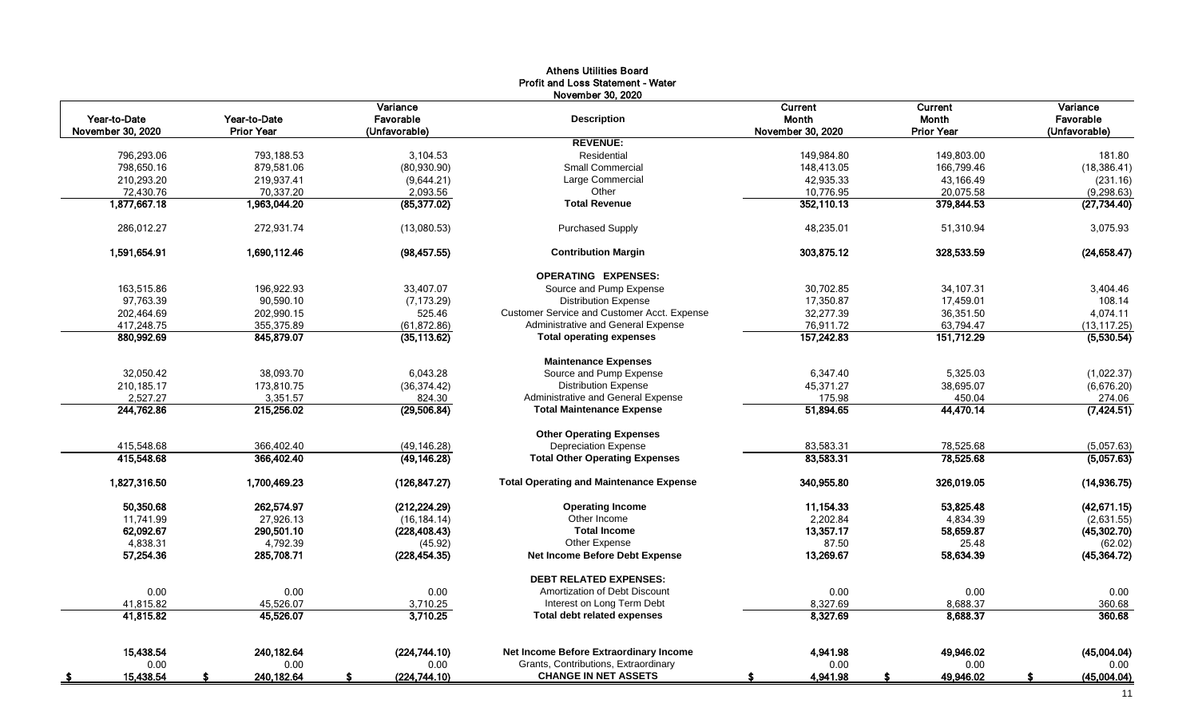# Athens Utilities Board
## Profit and Loss Statement - Water
### November 30, 2020

| Year-to-Date November 30, 2020 | Year-to-Date Prior Year | Variance Favorable (Unfavorable) | Description | Current Month November 30, 2020 | Current Month Prior Year | Variance Favorable (Unfavorable) |
|---|---|---|---|---|---|---|
| | | | **REVENUE:** | | | |
| 796,293.06 | 793,188.53 | 3,104.53 | Residential | 149,984.80 | 149,803.00 | 181.80 |
| 798,650.16 | 879,581.06 | (80,930.90) | Small Commercial | 148,413.05 | 166,799.46 | (18,386.41) |
| 210,293.20 | 219,937.41 | (9,644.21) | Large Commercial | 42,935.33 | 43,166.49 | (231.16) |
| 72,430.76 | 70,337.20 | 2,093.56 | Other | 10,776.95 | 20,075.58 | (9,298.63) |
| **1,877,667.18** | **1,963,044.20** | **(85,377.02)** | **Total Revenue** | **352,110.13** | **379,844.53** | **(27,734.40)** |
| 286,012.27 | 272,931.74 | (13,080.53) | Purchased Supply | 48,235.01 | 51,310.94 | 3,075.93 |
| **1,591,654.91** | **1,690,112.46** | **(98,457.55)** | **Contribution Margin** | **303,875.12** | **328,533.59** | **(24,658.47)** |
| | | | **OPERATING EXPENSES:** | | | |
| 163,515.86 | 196,922.93 | 33,407.07 | Source and Pump Expense | 30,702.85 | 34,107.31 | 3,404.46 |
| 97,763.39 | 90,590.10 | (7,173.29) | Distribution Expense | 17,350.87 | 17,459.01 | 108.14 |
| 202,464.69 | 202,990.15 | 525.46 | Customer Service and Customer Acct. Expense | 32,277.39 | 36,351.50 | 4,074.11 |
| 417,248.75 | 355,375.89 | (61,872.86) | Administrative and General Expense | 76,911.72 | 63,794.47 | (13,117.25) |
| **880,992.69** | **845,879.07** | **(35,113.62)** | **Total operating expenses** | **157,242.83** | **151,712.29** | **(5,530.54)** |
| | | | **Maintenance Expenses** | | | |
| 32,050.42 | 38,093.70 | 6,043.28 | Source and Pump Expense | 6,347.40 | 5,325.03 | (1,022.37) |
| 210,185.17 | 173,810.75 | (36,374.42) | Distribution Expense | 45,371.27 | 38,695.07 | (6,676.20) |
| 2,527.27 | 3,351.57 | 824.30 | Administrative and General Expense | 175.98 | 450.04 | 274.06 |
| **244,762.86** | **215,256.02** | **(29,506.84)** | **Total Maintenance Expense** | **51,894.65** | **44,470.14** | **(7,424.51)** |
| | | | **Other Operating Expenses** | | | |
| 415,548.68 | 366,402.40 | (49,146.28) | Depreciation Expense | 83,583.31 | 78,525.68 | (5,057.63) |
| **415,548.68** | **366,402.40** | **(49,146.28)** | **Total Other Operating Expenses** | **83,583.31** | **78,525.68** | **(5,057.63)** |
| **1,827,316.50** | **1,700,469.23** | **(126,847.27)** | **Total Operating and Maintenance Expense** | **340,955.80** | **326,019.05** | **(14,936.75)** |
| **50,350.68** | **262,574.97** | **(212,224.29)** | **Operating Income** | **11,154.33** | **53,825.48** | **(42,671.15)** |
| 11,741.99 | 27,926.13 | (16,184.14) | Other Income | 2,202.84 | 4,834.39 | (2,631.55) |
| **62,092.67** | **290,501.10** | **(228,408.43)** | **Total Income** | **13,357.17** | **58,659.87** | **(45,302.70)** |
| 4,838.31 | 4,792.39 | (45.92) | Other Expense | 87.50 | 25.48 | (62.02) |
| **57,254.36** | **285,708.71** | **(228,454.35)** | **Net Income Before Debt Expense** | **13,269.67** | **58,634.39** | **(45,364.72)** |
| | | | **DEBT RELATED EXPENSES:** | | | |
| 0.00 | 0.00 | 0.00 | Amortization of Debt Discount | 0.00 | 0.00 | 0.00 |
| 41,815.82 | 45,526.07 | 3,710.25 | Interest on Long Term Debt | 8,327.69 | 8,688.37 | 360.68 |
| **41,815.82** | **45,526.07** | **3,710.25** | **Total debt related expenses** | **8,327.69** | **8,688.37** | **360.68** |
| **15,438.54** | **240,182.64** | **(224,744.10)** | **Net Income Before Extraordinary Income** | **4,941.98** | **49,946.02** | **(45,004.04)** |
| 0.00 | 0.00 | 0.00 | Grants, Contributions, Extraordinary | 0.00 | 0.00 | 0.00 |
| **$ 15,438.54** | **$ 240,182.64** | **$ (224,744.10)** | **CHANGE IN NET ASSETS** | **$ 4,941.98** | **$ 49,946.02** | **$ (45,004.04)** |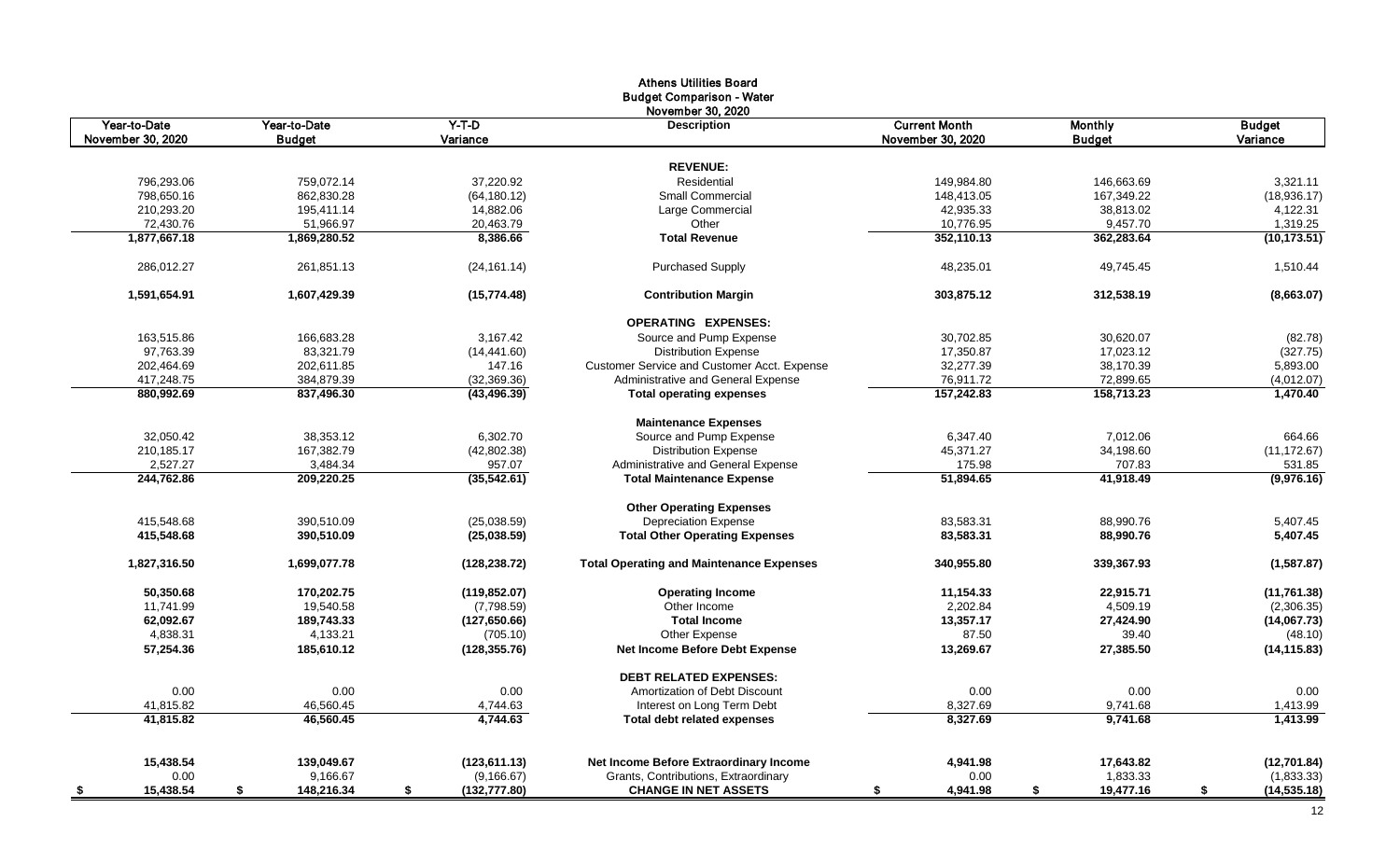# Athens Utilities Board
## Budget Comparison - Water
### November 30, 2020

| Year-to-Date November 30, 2020 | Year-to-Date Budget | Y-T-D Variance | Description | Current Month November 30, 2020 | Monthly Budget | Budget Variance |
|---|---|---|---|---|---|---|
| | | | **REVENUE:** | | | |
| 796,293.06 | 759,072.14 | 37,220.92 | Residential | 149,984.80 | 146,663.69 | 3,321.11 |
| 798,650.16 | 862,830.28 | (64,180.12) | Small Commercial | 148,413.05 | 167,349.22 | (18,936.17) |
| 210,293.20 | 195,411.14 | 14,882.06 | Large Commercial | 42,935.33 | 38,813.02 | 4,122.31 |
| 72,430.76 | 51,966.97 | 20,463.79 | Other | 10,776.95 | 9,457.70 | 1,319.25 |
| **1,877,667.18** | **1,869,280.52** | **8,386.66** | **Total Revenue** | **352,110.13** | **362,283.64** | **(10,173.51)** |
| 286,012.27 | 261,851.13 | (24,161.14) | Purchased Supply | 48,235.01 | 49,745.45 | 1,510.44 |
| **1,591,654.91** | **1,607,429.39** | **(15,774.48)** | **Contribution Margin** | **303,875.12** | **312,538.19** | **(8,663.07)** |
| | | | **OPERATING EXPENSES:** | | | |
| 163,515.86 | 166,683.28 | 3,167.42 | Source and Pump Expense | 30,702.85 | 30,620.07 | (82.78) |
| 97,763.39 | 83,321.79 | (14,441.60) | Distribution Expense | 17,350.87 | 17,023.12 | (327.75) |
| 202,464.69 | 202,611.85 | 147.16 | Customer Service and Customer Acct. Expense | 32,277.39 | 38,170.39 | 5,893.00 |
| 417,248.75 | 384,879.39 | (32,369.36) | Administrative and General Expense | 76,911.72 | 72,899.65 | (4,012.07) |
| **880,992.69** | **837,496.30** | **(43,496.39)** | **Total operating expenses** | **157,242.83** | **158,713.23** | **1,470.40** |
| | | | **Maintenance Expenses** | | | |
| 32,050.42 | 38,353.12 | 6,302.70 | Source and Pump Expense | 6,347.40 | 7,012.06 | 664.66 |
| 210,185.17 | 167,382.79 | (42,802.38) | Distribution Expense | 45,371.27 | 34,198.60 | (11,172.67) |
| 2,527.27 | 3,484.34 | 957.07 | Administrative and General Expense | 175.98 | 707.83 | 531.85 |
| **244,762.86** | **209,220.25** | **(35,542.61)** | **Total Maintenance Expense** | **51,894.65** | **41,918.49** | **(9,976.16)** |
| | | | **Other Operating Expenses** | | | |
| 415,548.68 | 390,510.09 | (25,038.59) | Depreciation Expense | 83,583.31 | 88,990.76 | 5,407.45 |
| **415,548.68** | **390,510.09** | **(25,038.59)** | **Total Other Operating Expenses** | **83,583.31** | **88,990.76** | **5,407.45** |
| **1,827,316.50** | **1,699,077.78** | **(128,238.72)** | **Total Operating and Maintenance Expenses** | **340,955.80** | **339,367.93** | **(1,587.87)** |
| **50,350.68** | **170,202.75** | **(119,852.07)** | **Operating Income** | **11,154.33** | **22,915.71** | **(11,761.38)** |
| 11,741.99 | 19,540.58 | (7,798.59) | Other Income | 2,202.84 | 4,509.19 | (2,306.35) |
| **62,092.67** | **189,743.33** | **(127,650.66)** | **Total Income** | **13,357.17** | **27,424.90** | **(14,067.73)** |
| 4,838.31 | 4,133.21 | (705.10) | Other Expense | 87.50 | 39.40 | (48.10) |
| **57,254.36** | **185,610.12** | **(128,355.76)** | **Net Income Before Debt Expense** | **13,269.67** | **27,385.50** | **(14,115.83)** |
| | | | **DEBT RELATED EXPENSES:** | | | |
| 0.00 | 0.00 | 0.00 | Amortization of Debt Discount | 0.00 | 0.00 | 0.00 |
| 41,815.82 | 46,560.45 | 4,744.63 | Interest on Long Term Debt | 8,327.69 | 9,741.68 | 1,413.99 |
| **41,815.82** | **46,560.45** | **4,744.63** | **Total debt related expenses** | **8,327.69** | **9,741.68** | **1,413.99** |
| **15,438.54** | **139,049.67** | **(123,611.13)** | **Net Income Before Extraordinary Income** | **4,941.98** | **17,643.82** | **(12,701.84)** |
| 0.00 | 9,166.67 | (9,166.67) | Grants, Contributions, Extraordinary | 0.00 | 1,833.33 | (1,833.33) |
| **$ 15,438.54** | **$ 148,216.34** | **$ (132,777.80)** | **CHANGE IN NET ASSETS** | **$ 4,941.98** | **$ 19,477.16** | **$ (14,535.18)** |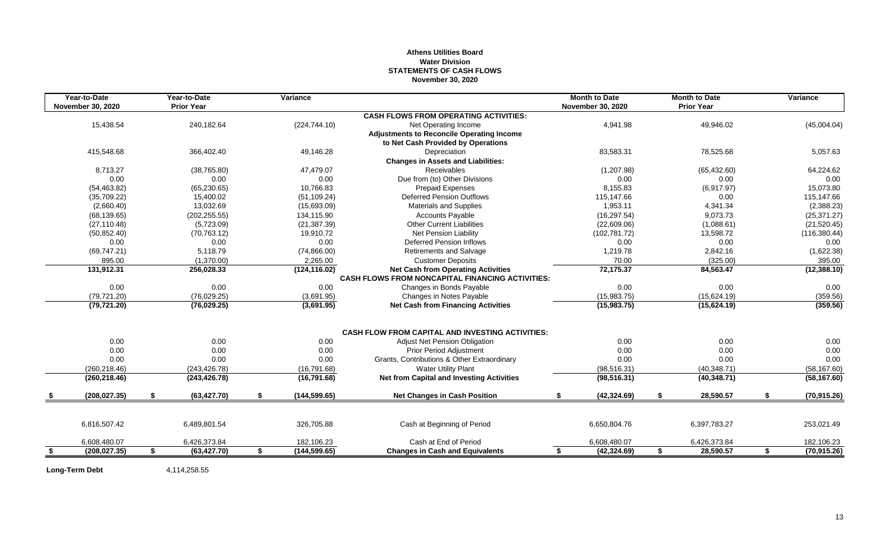**Athens Utilities Board**
**Water Division**
**STATEMENTS OF CASH FLOWS**
**November 30, 2020**

| Year-to-Date November 30, 2020 | Year-to-Date Prior Year | Variance | | Month to Date November 30, 2020 | Month to Date Prior Year | Variance |
|---|---|---|---|---|---|---|
| | | | **CASH FLOWS FROM OPERATING ACTIVITIES:** | | | |
| 15,438.54 | 240,182.64 | (224,744.10) | Net Operating Income | 4,941.98 | 49,946.02 | (45,004.04) |
| | | | **Adjustments to Reconcile Operating Income to Net Cash Provided by Operations** | | | |
| 415,548.68 | 366,402.40 | 49,146.28 | Depreciation | 83,583.31 | 78,525.68 | 5,057.63 |
| | | | **Changes in Assets and Liabilities:** | | | |
| 8,713.27 | (38,765.80) | 47,479.07 | Receivables | (1,207.98) | (65,432.60) | 64,224.62 |
| 0.00 | 0.00 | 0.00 | Due from (to) Other Divisions | 0.00 | 0.00 | 0.00 |
| (54,463.82) | (65,230.65) | 10,766.83 | Prepaid Expenses | 8,155.83 | (6,917.97) | 15,073.80 |
| (35,709.22) | 15,400.02 | (51,109.24) | Deferred Pension Outflows | 115,147.66 | 0.00 | 115,147.66 |
| (2,660.40) | 13,032.69 | (15,693.09) | Materials and Supplies | 1,953.11 | 4,341.34 | (2,388.23) |
| (68,139.65) | (202,255.55) | 134,115.90 | Accounts Payable | (16,297.54) | 9,073.73 | (25,371.27) |
| (27,110.48) | (5,723.09) | (21,387.39) | Other Current Liabilities | (22,609.06) | (1,088.61) | (21,520.45) |
| (50,852.40) | (70,763.12) | 19,910.72 | Net Pension Liability | (102,781.72) | 13,598.72 | (116,380.44) |
| 0.00 | 0.00 | 0.00 | Deferred Pension Inflows | 0.00 | 0.00 | 0.00 |
| (69,747.21) | 5,118.79 | (74,866.00) | Retirements and Salvage | 1,219.78 | 2,842.16 | (1,622.38) |
| 895.00 | (1,370.00) | 2,265.00 | Customer Deposits | 70.00 | (325.00) | 395.00 |
| **131,912.31** | **256,028.33** | **(124,116.02)** | **Net Cash from Operating Activities** | **72,175.37** | **84,563.47** | **(12,388.10)** |
| | | | **CASH FLOWS FROM NONCAPITAL FINANCING ACTIVITIES:** | | | |
| 0.00 | 0.00 | 0.00 | Changes in Bonds Payable | 0.00 | 0.00 | 0.00 |
| (79,721.20) | (76,029.25) | (3,691.95) | Changes in Notes Payable | (15,983.75) | (15,624.19) | (359.56) |
| **(79,721.20)** | **(76,029.25)** | **(3,691.95)** | **Net Cash from Financing Activities** | **(15,983.75)** | **(15,624.19)** | **(359.56)** |
| | | | **CASH FLOW FROM CAPITAL AND INVESTING ACTIVITIES:** | | | |
| 0.00 | 0.00 | 0.00 | Adjust Net Pension Obligation | 0.00 | 0.00 | 0.00 |
| 0.00 | 0.00 | 0.00 | Prior Period Adjustment | 0.00 | 0.00 | 0.00 |
| 0.00 | 0.00 | 0.00 | Grants, Contributions & Other Extraordinary | 0.00 | 0.00 | 0.00 |
| (260,218.46) | (243,426.78) | (16,791.68) | Water Utility Plant | (98,516.31) | (40,348.71) | (58,167.60) |
| **(260,218.46)** | **(243,426.78)** | **(16,791.68)** | **Net from Capital and Investing Activities** | **(98,516.31)** | **(40,348.71)** | **(58,167.60)** |
| **$ (208,027.35)** | **$ (63,427.70)** | **$ (144,599.65)** | **Net Changes in Cash Position** | **$ (42,324.69)** | **$ 28,590.57** | **$ (70,915.26)** |
| 6,816,507.42 | 6,489,801.54 | 326,705.88 | Cash at Beginning of Period | 6,650,804.76 | 6,397,783.27 | 253,021.49 |
| 6,608,480.07 | 6,426,373.84 | 182,106.23 | Cash at End of Period | 6,608,480.07 | 6,426,373.84 | 182,106.23 |
| **$ (208,027.35)** | **$ (63,427.70)** | **$ (144,599.65)** | **Changes in Cash and Equivalents** | **$ (42,324.69)** | **$ 28,590.57** | **$ (70,915.26)** |

**Long-Term Debt** 4,114,258.55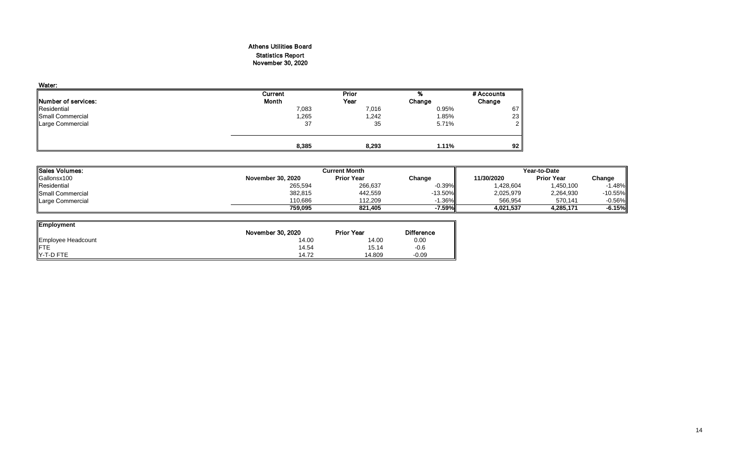# Athens Utilities Board
## Statistics Report
### November 30, 2020

**Water:**

| Number of services: | Current Month | Prior Year | % Change | # Accounts Change |
|---|---|---|---|---|
| Residential | 7,083 | 7,016 | 0.95% | 67 |
| Small Commercial | 1,265 | 1,242 | 1.85% | 23 |
| Large Commercial | 37 | 35 | 5.71% | 2 |
| | **8,385** | **8,293** | **1.11%** | **92** |

| Sales Volumes: | Current Month | | | Year-to-Date | | |
|---|---|---|---|---|---|---|
| Gallonsx100 | November 30, 2020 | Prior Year | Change | 11/30/2020 | Prior Year | Change |
| Residential | 265,594 | 266,637 | -0.39% | 1,428,604 | 1,450,100 | -1.48% |
| Small Commercial | 382,815 | 442,559 | -13.50% | 2,025,979 | 2,264,930 | -10.55% |
| Large Commercial | 110,686 | 112,209 | -1.36% | 566,954 | 570,141 | -0.56% |
| | **759,095** | **821,405** | **-7.59%** | **4,021,537** | **4,285,171** | **-6.15%** |

| Employment | November 30, 2020 | Prior Year | Difference |
|---|---|---|---|
| Employee Headcount | 14.00 | 14.00 | 0.00 |
| FTE | 14.54 | 15.14 | -0.6 |
| Y-T-D FTE | 14.72 | 14.809 | -0.09 |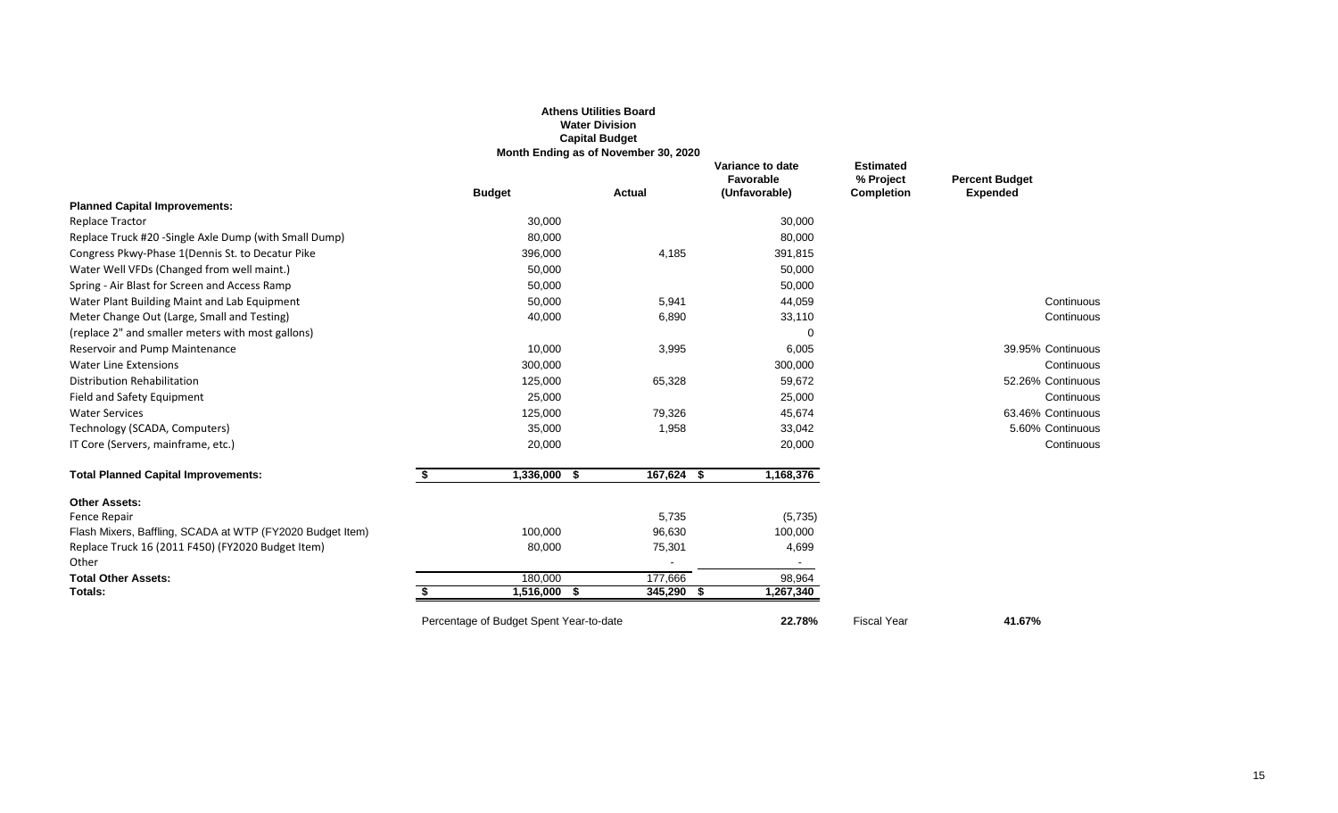**Athens Utilities Board**
**Water Division**
**Capital Budget**
**Month Ending as of November 30, 2020**

| | Budget | Actual | Variance to date Favorable (Unfavorable) | Estimated % Project Completion | Percent Budget Expended |
|---|---|---|---|---|---|
| **Planned Capital Improvements:** | | | | | |
| Replace Tractor | 30,000 | | 30,000 | | |
| Replace Truck #20 -Single Axle Dump (with Small Dump) | 80,000 | | 80,000 | | |
| Congress Pkwy-Phase 1(Dennis St. to Decatur Pike | 396,000 | 4,185 | 391,815 | | |
| Water Well VFDs (Changed from well maint.) | 50,000 | | 50,000 | | |
| Spring - Air Blast for Screen and Access Ramp | 50,000 | | 50,000 | | |
| Water Plant Building Maint and Lab Equipment | 50,000 | 5,941 | 44,059 | | Continuous |
| Meter Change Out (Large, Small and Testing) | 40,000 | 6,890 | 33,110 | | Continuous |
| (replace 2" and smaller meters with most gallons) | | | 0 | | |
| Reservoir and Pump Maintenance | 10,000 | 3,995 | 6,005 | | 39.95% Continuous |
| Water Line Extensions | 300,000 | | 300,000 | | Continuous |
| Distribution Rehabilitation | 125,000 | 65,328 | 59,672 | | 52.26% Continuous |
| Field and Safety Equipment | 25,000 | | 25,000 | | Continuous |
| Water Services | 125,000 | 79,326 | 45,674 | | 63.46% Continuous |
| Technology (SCADA, Computers) | 35,000 | 1,958 | 33,042 | | 5.60% Continuous |
| IT Core (Servers, mainframe, etc.) | 20,000 | | 20,000 | | Continuous |
| **Total Planned Capital Improvements:** | $ 1,336,000 | $ 167,624 | $ 1,168,376 | | |
| **Other Assets:** | | | | | |
| Fence Repair | | 5,735 | (5,735) | | |
| Flash Mixers, Baffling, SCADA at WTP (FY2020 Budget Item) | 100,000 | 96,630 | 100,000 | | |
| Replace Truck 16 (2011 F450) (FY2020 Budget Item) | 80,000 | 75,301 | 4,699 | | |
| Other | | - | - | | |
| **Total Other Assets:** | 180,000 | 177,666 | 98,964 | | |
| **Totals:** | $ 1,516,000 | $ 345,290 | $ 1,267,340 | | |

Percentage of Budget Spent Year-to-date **22.78%** Fiscal Year **41.67%**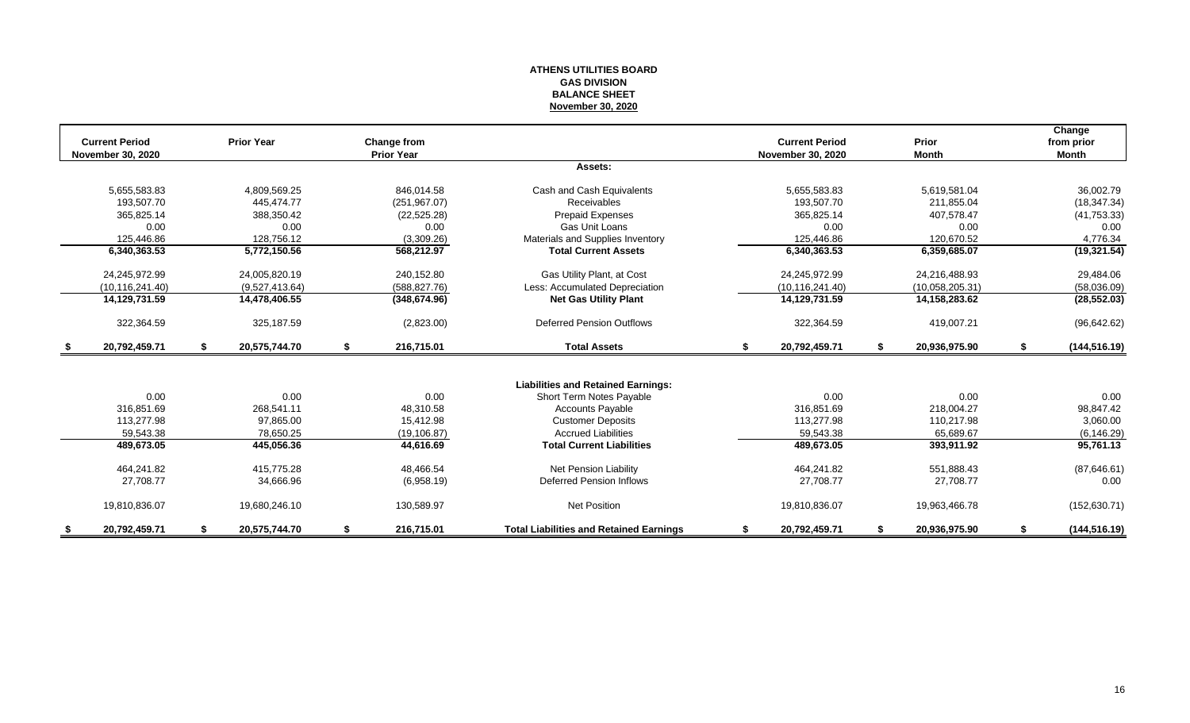# ATHENS UTILITIES BOARD
## GAS DIVISION
## BALANCE SHEET
## November 30, 2020

| Current Period November 30, 2020 | Prior Year | Change from Prior Year | | Current Period November 30, 2020 | Prior Month | Change from prior Month |
|---|---|---|---|---|---|---|
| | | | **Assets:** | | | |
| 5,655,583.83 | 4,809,569.25 | 846,014.58 | Cash and Cash Equivalents | 5,655,583.83 | 5,619,581.04 | 36,002.79 |
| 193,507.70 | 445,474.77 | (251,967.07) | Receivables | 193,507.70 | 211,855.04 | (18,347.34) |
| 365,825.14 | 388,350.42 | (22,525.28) | Prepaid Expenses | 365,825.14 | 407,578.47 | (41,753.33) |
| 0.00 | 0.00 | 0.00 | Gas Unit Loans | 0.00 | 0.00 | 0.00 |
| 125,446.86 | 128,756.12 | (3,309.26) | Materials and Supplies Inventory | 125,446.86 | 120,670.52 | 4,776.34 |
| **6,340,363.53** | **5,772,150.56** | **568,212.97** | **Total Current Assets** | **6,340,363.53** | **6,359,685.07** | **(19,321.54)** |
| 24,245,972.99 | 24,005,820.19 | 240,152.80 | Gas Utility Plant, at Cost | 24,245,972.99 | 24,216,488.93 | 29,484.06 |
| (10,116,241.40) | (9,527,413.64) | (588,827.76) | Less: Accumulated Depreciation | (10,116,241.40) | (10,058,205.31) | (58,036.09) |
| **14,129,731.59** | **14,478,406.55** | **(348,674.96)** | **Net Gas Utility Plant** | **14,129,731.59** | **14,158,283.62** | **(28,552.03)** |
| 322,364.59 | 325,187.59 | (2,823.00) | Deferred Pension Outflows | 322,364.59 | 419,007.21 | (96,642.62) |
| **$ 20,792,459.71** | **$ 20,575,744.70** | **$ 216,715.01** | **Total Assets** | **$ 20,792,459.71** | **$ 20,936,975.90** | **$ (144,516.19)** |
| | | | **Liabilities and Retained Earnings:** | | | |
| 0.00 | 0.00 | 0.00 | Short Term Notes Payable | 0.00 | 0.00 | 0.00 |
| 316,851.69 | 268,541.11 | 48,310.58 | Accounts Payable | 316,851.69 | 218,004.27 | 98,847.42 |
| 113,277.98 | 97,865.00 | 15,412.98 | Customer Deposits | 113,277.98 | 110,217.98 | 3,060.00 |
| 59,543.38 | 78,650.25 | (19,106.87) | Accrued Liabilities | 59,543.38 | 65,689.67 | (6,146.29) |
| **489,673.05** | **445,056.36** | **44,616.69** | **Total Current Liabilities** | **489,673.05** | **393,911.92** | **95,761.13** |
| 464,241.82 | 415,775.28 | 48,466.54 | Net Pension Liability | 464,241.82 | 551,888.43 | (87,646.61) |
| 27,708.77 | 34,666.96 | (6,958.19) | Deferred Pension Inflows | 27,708.77 | 27,708.77 | 0.00 |
| 19,810,836.07 | 19,680,246.10 | 130,589.97 | Net Position | 19,810,836.07 | 19,963,466.78 | (152,630.71) |
| **$ 20,792,459.71** | **$ 20,575,744.70** | **$ 216,715.01** | **Total Liabilities and Retained Earnings** | **$ 20,792,459.71** | **$ 20,936,975.90** | **$ (144,516.19)** |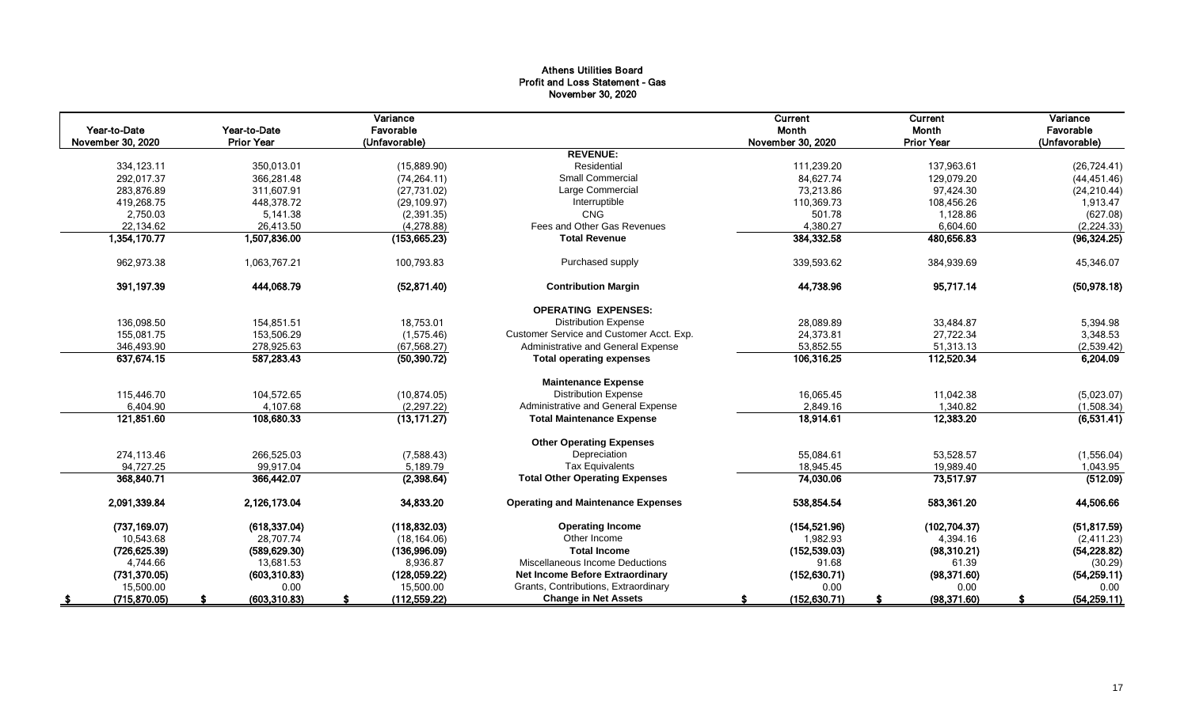# Athens Utilities Board
## Profit and Loss Statement - Gas
### November 30, 2020

| Year-to-Date November 30, 2020 | Year-to-Date Prior Year | Variance Favorable (Unfavorable) | | Current Month November 30, 2020 | Current Month Prior Year | Variance Favorable (Unfavorable) |
|---|---|---|---|---|---|---|
| | | | **REVENUE:** | | | |
| 334,123.11 | 350,013.01 | (15,889.90) | Residential | 111,239.20 | 137,963.61 | (26,724.41) |
| 292,017.37 | 366,281.48 | (74,264.11) | Small Commercial | 84,627.74 | 129,079.20 | (44,451.46) |
| 283,876.89 | 311,607.91 | (27,731.02) | Large Commercial | 73,213.86 | 97,424.30 | (24,210.44) |
| 419,268.75 | 448,378.72 | (29,109.97) | Interruptible | 110,369.73 | 108,456.26 | 1,913.47 |
| 2,750.03 | 5,141.38 | (2,391.35) | CNG | 501.78 | 1,128.86 | (627.08) |
| 22,134.62 | 26,413.50 | (4,278.88) | Fees and Other Gas Revenues | 4,380.27 | 6,604.60 | (2,224.33) |
| 1,354,170.77 | 1,507,836.00 | (153,665.23) | **Total Revenue** | 384,332.58 | 480,656.83 | (96,324.25) |
| 962,973.38 | 1,063,767.21 | 100,793.83 | Purchased supply | 339,593.62 | 384,939.69 | 45,346.07 |
| 391,197.39 | 444,068.79 | (52,871.40) | **Contribution Margin** | 44,738.96 | 95,717.14 | (50,978.18) |
| | | | **OPERATING EXPENSES:** | | | |
| 136,098.50 | 154,851.51 | 18,753.01 | Distribution Expense | 28,089.89 | 33,484.87 | 5,394.98 |
| 155,081.75 | 153,506.29 | (1,575.46) | Customer Service and Customer Acct. Exp. | 24,373.81 | 27,722.34 | 3,348.53 |
| 346,493.90 | 278,925.63 | (67,568.27) | Administrative and General Expense | 53,852.55 | 51,313.13 | (2,539.42) |
| 637,674.15 | 587,283.43 | (50,390.72) | **Total operating expenses** | 106,316.25 | 112,520.34 | 6,204.09 |
| | | | **Maintenance Expense** | | | |
| 115,446.70 | 104,572.65 | (10,874.05) | Distribution Expense | 16,065.45 | 11,042.38 | (5,023.07) |
| 6,404.90 | 4,107.68 | (2,297.22) | Administrative and General Expense | 2,849.16 | 1,340.82 | (1,508.34) |
| 121,851.60 | 108,680.33 | (13,171.27) | **Total Maintenance Expense** | 18,914.61 | 12,383.20 | (6,531.41) |
| | | | **Other Operating Expenses** | | | |
| 274,113.46 | 266,525.03 | (7,588.43) | Depreciation | 55,084.61 | 53,528.57 | (1,556.04) |
| 94,727.25 | 99,917.04 | 5,189.79 | Tax Equivalents | 18,945.45 | 19,989.40 | 1,043.95 |
| 368,840.71 | 366,442.07 | (2,398.64) | **Total Other Operating Expenses** | 74,030.06 | 73,517.97 | (512.09) |
| 2,091,339.84 | 2,126,173.04 | 34,833.20 | **Operating and Maintenance Expenses** | 538,854.54 | 583,361.20 | 44,506.66 |
| (737,169.07) | (618,337.04) | (118,832.03) | **Operating Income** | (154,521.96) | (102,704.37) | (51,817.59) |
| 10,543.68 | 28,707.74 | (18,164.06) | Other Income | 1,982.93 | 4,394.16 | (2,411.23) |
| (726,625.39) | (589,629.30) | (136,996.09) | **Total Income** | (152,539.03) | (98,310.21) | (54,228.82) |
| 4,744.66 | 13,681.53 | 8,936.87 | Miscellaneous Income Deductions | 91.68 | 61.39 | (30.29) |
| (731,370.05) | (603,310.83) | (128,059.22) | **Net Income Before Extraordinary** | (152,630.71) | (98,371.60) | (54,259.11) |
| 15,500.00 | 0.00 | 15,500.00 | Grants, Contributions, Extraordinary | 0.00 | 0.00 | 0.00 |
| $ (715,870.05) | $ (603,310.83) | $ (112,559.22) | **Change in Net Assets** | $ (152,630.71) | $ (98,371.60) | $ (54,259.11) |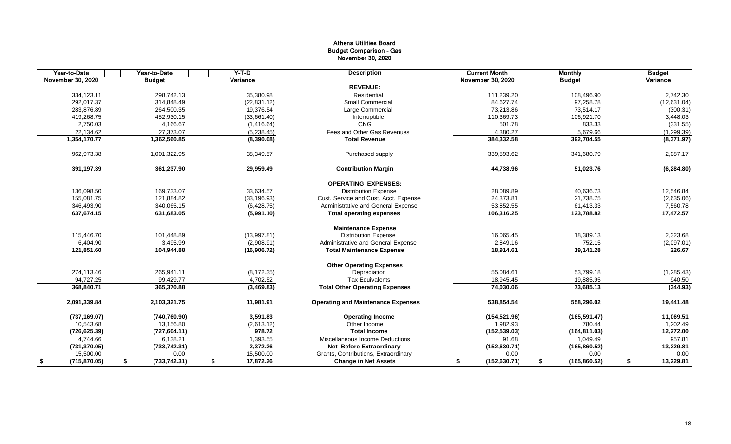# Athens Utilities Board
## Budget Comparison - Gas
### November 30, 2020

| Year-to-Date November 30, 2020 | Year-to-Date Budget | Y-T-D Variance | Description | Current Month November 30, 2020 | Monthly Budget | Budget Variance |
|---|---|---|---|---|---|---|
| | | | **REVENUE:** | | | |
| 334,123.11 | 298,742.13 | 35,380.98 | Residential | 111,239.20 | 108,496.90 | 2,742.30 |
| 292,017.37 | 314,848.49 | (22,831.12) | Small Commercial | 84,627.74 | 97,258.78 | (12,631.04) |
| 283,876.89 | 264,500.35 | 19,376.54 | Large Commercial | 73,213.86 | 73,514.17 | (300.31) |
| 419,268.75 | 452,930.15 | (33,661.40) | Interruptible | 110,369.73 | 106,921.70 | 3,448.03 |
| 2,750.03 | 4,166.67 | (1,416.64) | CNG | 501.78 | 833.33 | (331.55) |
| 22,134.62 | 27,373.07 | (5,238.45) | Fees and Other Gas Revenues | 4,380.27 | 5,679.66 | (1,299.39) |
| **1,354,170.77** | **1,362,560.85** | **(8,390.08)** | **Total Revenue** | **384,332.58** | **392,704.55** | **(8,371.97)** |
| 962,973.38 | 1,001,322.95 | 38,349.57 | Purchased supply | 339,593.62 | 341,680.79 | 2,087.17 |
| **391,197.39** | **361,237.90** | **29,959.49** | **Contribution Margin** | **44,738.96** | **51,023.76** | **(6,284.80)** |
| | | | **OPERATING EXPENSES:** | | | |
| 136,098.50 | 169,733.07 | 33,634.57 | Distribution Expense | 28,089.89 | 40,636.73 | 12,546.84 |
| 155,081.75 | 121,884.82 | (33,196.93) | Cust. Service and Cust. Acct. Expense | 24,373.81 | 21,738.75 | (2,635.06) |
| 346,493.90 | 340,065.15 | (6,428.75) | Administrative and General Expense | 53,852.55 | 61,413.33 | 7,560.78 |
| **637,674.15** | **631,683.05** | **(5,991.10)** | **Total operating expenses** | **106,316.25** | **123,788.82** | **17,472.57** |
| | | | **Maintenance Expense** | | | |
| 115,446.70 | 101,448.89 | (13,997.81) | Distribution Expense | 16,065.45 | 18,389.13 | 2,323.68 |
| 6,404.90 | 3,495.99 | (2,908.91) | Administrative and General Expense | 2,849.16 | 752.15 | (2,097.01) |
| **121,851.60** | **104,944.88** | **(16,906.72)** | **Total Maintenance Expense** | **18,914.61** | **19,141.28** | **226.67** |
| | | | **Other Operating Expenses** | | | |
| 274,113.46 | 265,941.11 | (8,172.35) | Depreciation | 55,084.61 | 53,799.18 | (1,285.43) |
| 94,727.25 | 99,429.77 | 4,702.52 | Tax Equivalents | 18,945.45 | 19,885.95 | 940.50 |
| **368,840.71** | **365,370.88** | **(3,469.83)** | **Total Other Operating Expenses** | **74,030.06** | **73,685.13** | **(344.93)** |
| **2,091,339.84** | **2,103,321.75** | **11,981.91** | **Operating and Maintenance Expenses** | **538,854.54** | **558,296.02** | **19,441.48** |
| **(737,169.07)** | **(740,760.90)** | **3,591.83** | **Operating Income** | **(154,521.96)** | **(165,591.47)** | **11,069.51** |
| 10,543.68 | 13,156.80 | (2,613.12) | Other Income | 1,982.93 | 780.44 | 1,202.49 |
| **(726,625.39)** | **(727,604.11)** | **978.72** | **Total Income** | **(152,539.03)** | **(164,811.03)** | **12,272.00** |
| 4,744.66 | 6,138.21 | 1,393.55 | Miscellaneous Income Deductions | 91.68 | 1,049.49 | 957.81 |
| **(731,370.05)** | **(733,742.31)** | **2,372.26** | **Net Before Extraordinary** | **(152,630.71)** | **(165,860.52)** | **13,229.81** |
| 15,500.00 | 0.00 | 15,500.00 | Grants, Contributions, Extraordinary | 0.00 | 0.00 | 0.00 |
| **$ (715,870.05)** | **$ (733,742.31)** | **$ 17,872.26** | **Change in Net Assets** | **$ (152,630.71)** | **$ (165,860.52)** | **$ 13,229.81** |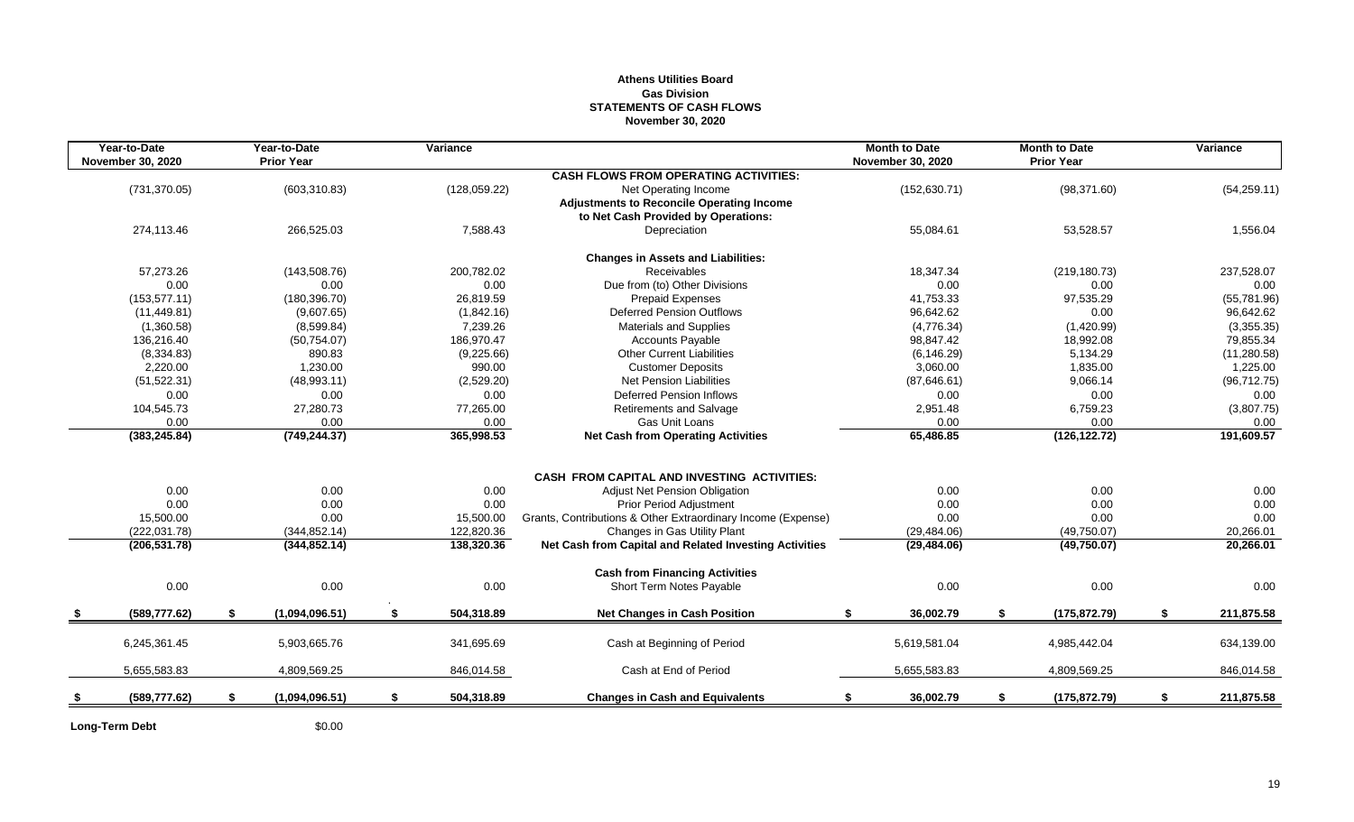# Athens Utilities Board
## Gas Division
## STATEMENTS OF CASH FLOWS
## November 30, 2020

| Year-to-Date November 30, 2020 | Year-to-Date Prior Year | Variance | | Month to Date November 30, 2020 | Month to Date Prior Year | Variance |
|---|---|---|---|---|---|---|
| | | | **CASH FLOWS FROM OPERATING ACTIVITIES:** | | | |
| (731,370.05) | (603,310.83) | (128,059.22) | Net Operating Income | (152,630.71) | (98,371.60) | (54,259.11) |
| | | | **Adjustments to Reconcile Operating Income to Net Cash Provided by Operations:** | | | |
| 274,113.46 | 266,525.03 | 7,588.43 | Depreciation | 55,084.61 | 53,528.57 | 1,556.04 |
| | | | **Changes in Assets and Liabilities:** | | | |
| 57,273.26 | (143,508.76) | 200,782.02 | Receivables | 18,347.34 | (219,180.73) | 237,528.07 |
| 0.00 | 0.00 | 0.00 | Due from (to) Other Divisions | 0.00 | 0.00 | 0.00 |
| (153,577.11) | (180,396.70) | 26,819.59 | Prepaid Expenses | 41,753.33 | 97,535.29 | (55,781.96) |
| (11,449.81) | (9,607.65) | (1,842.16) | Deferred Pension Outflows | 96,642.62 | 0.00 | 96,642.62 |
| (1,360.58) | (8,599.84) | 7,239.26 | Materials and Supplies | (4,776.34) | (1,420.99) | (3,355.35) |
| 136,216.40 | (50,754.07) | 186,970.47 | Accounts Payable | 98,847.42 | 18,992.08 | 79,855.34 |
| (8,334.83) | 890.83 | (9,225.66) | Other Current Liabilities | (6,146.29) | 5,134.29 | (11,280.58) |
| 2,220.00 | 1,230.00 | 990.00 | Customer Deposits | 3,060.00 | 1,835.00 | 1,225.00 |
| (51,522.31) | (48,993.11) | (2,529.20) | Net Pension Liabilities | (87,646.61) | 9,066.14 | (96,712.75) |
| 0.00 | 0.00 | 0.00 | Deferred Pension Inflows | 0.00 | 0.00 | 0.00 |
| 104,545.73 | 27,280.73 | 77,265.00 | Retirements and Salvage | 2,951.48 | 6,759.23 | (3,807.75) |
| 0.00 | 0.00 | 0.00 | Gas Unit Loans | 0.00 | 0.00 | 0.00 |
| **(383,245.84)** | **(749,244.37)** | **365,998.53** | **Net Cash from Operating Activities** | **65,486.85** | **(126,122.72)** | **191,609.57** |
| | | | **CASH FROM CAPITAL AND INVESTING ACTIVITIES:** | | | |
| 0.00 | 0.00 | 0.00 | Adjust Net Pension Obligation | 0.00 | 0.00 | 0.00 |
| 0.00 | 0.00 | 0.00 | Prior Period Adjustment | 0.00 | 0.00 | 0.00 |
| 15,500.00 | 0.00 | 15,500.00 | Grants, Contributions & Other Extraordinary Income (Expense) | 0.00 | 0.00 | 0.00 |
| (222,031.78) | (344,852.14) | 122,820.36 | Changes in Gas Utility Plant | (29,484.06) | (49,750.07) | 20,266.01 |
| **(206,531.78)** | **(344,852.14)** | **138,320.36** | **Net Cash from Capital and Related Investing Activities** | **(29,484.06)** | **(49,750.07)** | **20,266.01** |
| | | | **Cash from Financing Activities** | | | |
| 0.00 | 0.00 | 0.00 | Short Term Notes Payable | 0.00 | 0.00 | 0.00 |
| **$ (589,777.62)** | **$ (1,094,096.51)** | **$ 504,318.89** | **Net Changes in Cash Position** | **$ 36,002.79** | **$ (175,872.79)** | **$ 211,875.58** |
| 6,245,361.45 | 5,903,665.76 | 341,695.69 | Cash at Beginning of Period | 5,619,581.04 | 4,985,442.04 | 634,139.00 |
| 5,655,583.83 | 4,809,569.25 | 846,014.58 | Cash at End of Period | 5,655,583.83 | 4,809,569.25 | 846,014.58 |
| **$ (589,777.62)** | **$ (1,094,096.51)** | **$ 504,318.89** | **Changes in Cash and Equivalents** | **$ 36,002.79** | **$ (175,872.79)** | **$ 211,875.58** |

**Long-Term Debt** $0.00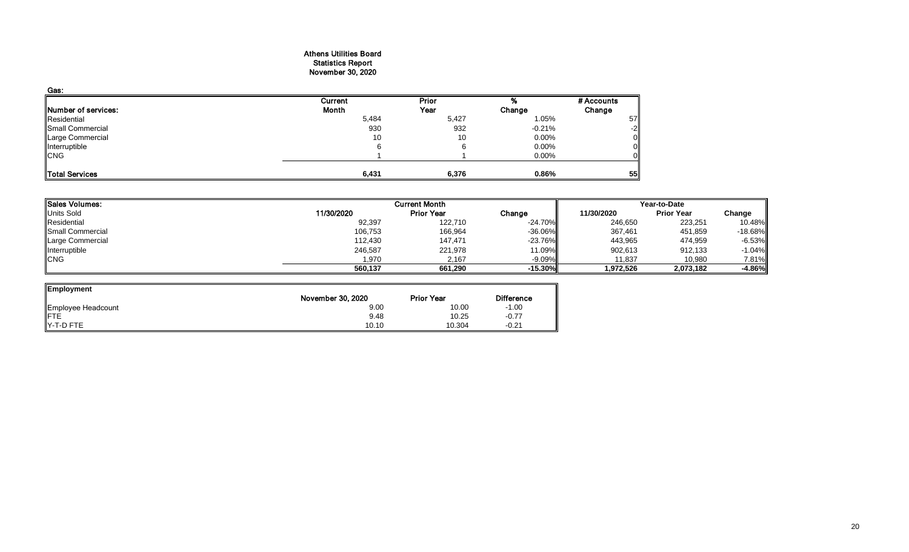# Athens Utilities Board
## Statistics Report
## November 30, 2020

**Gas:**

| Number of services: | Current Month | Prior Year | % Change | # Accounts Change |
|---|---|---|---|---|
| Residential | 5,484 | 5,427 | 1.05% | 57 |
| Small Commercial | 930 | 932 | -0.21% | -2 |
| Large Commercial | 10 | 10 | 0.00% | 0 |
| Interruptible | 6 | 6 | 0.00% | 0 |
| CNG | 1 | 1 | 0.00% | 0 |
| **Total Services** | **6,431** | **6,376** | **0.86%** | **55** |

| Sales Volumes: | Current Month | | | Year-to-Date | | |
|---|---|---|---|---|---|---|
| Units Sold | 11/30/2020 | Prior Year | Change | 11/30/2020 | Prior Year | Change |
| Residential | 92,397 | 122,710 | -24.70% | 246,650 | 223,251 | 10.48% |
| Small Commercial | 106,753 | 166,964 | -36.06% | 367,461 | 451,859 | -18.68% |
| Large Commercial | 112,430 | 147,471 | -23.76% | 443,965 | 474,959 | -6.53% |
| Interruptible | 246,587 | 221,978 | 11.09% | 902,613 | 912,133 | -1.04% |
| CNG | 1,970 | 2,167 | -9.09% | 11,837 | 10,980 | 7.81% |
| | **560,137** | **661,290** | **-15.30%** | **1,972,526** | **2,073,182** | **-4.86%** |

| Employment | November 30, 2020 | Prior Year | Difference |
|---|---|---|---|
| Employee Headcount | 9.00 | 10.00 | -1.00 |
| FTE | 9.48 | 10.25 | -0.77 |
| Y-T-D FTE | 10.10 | 10.304 | -0.21 |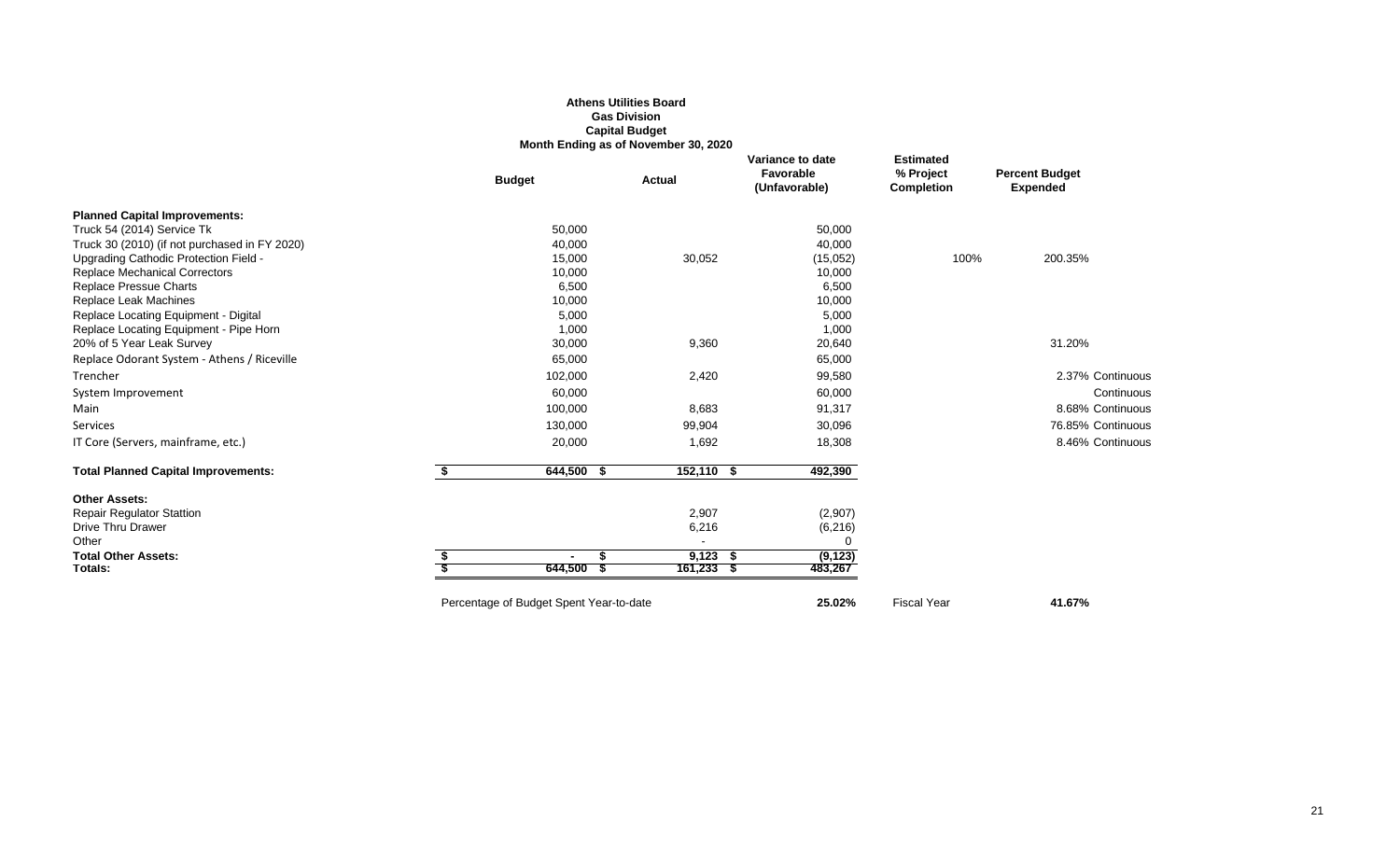**Athens Utilities Board**
**Gas Division**
**Capital Budget**
**Month Ending as of November 30, 2020**

| | Budget | Actual | Variance to date Favorable (Unfavorable) | Estimated % Project Completion | Percent Budget Expended | |
|---|---|---|---|---|---|---|
| **Planned Capital Improvements:** | | | | | | |
| Truck 54 (2014) Service Tk | 50,000 | | 50,000 | | | |
| Truck 30 (2010) (if not purchased in FY 2020) | 40,000 | | 40,000 | | | |
| Upgrading Cathodic Protection Field - | 15,000 | 30,052 | (15,052) | 100% | 200.35% | |
| Replace Mechanical Correctors | 10,000 | | 10,000 | | | |
| Replace Pressue Charts | 6,500 | | 6,500 | | | |
| Replace Leak Machines | 10,000 | | 10,000 | | | |
| Replace Locating Equipment - Digital | 5,000 | | 5,000 | | | |
| Replace Locating Equipment - Pipe Horn | 1,000 | | 1,000 | | | |
| 20% of 5 Year Leak Survey | 30,000 | 9,360 | 20,640 | | 31.20% | |
| Replace Odorant System - Athens / Riceville | 65,000 | | 65,000 | | | |
| Trencher | 102,000 | 2,420 | 99,580 | | 2.37% | Continuous |
| System Improvement | 60,000 | | 60,000 | | | Continuous |
| Main | 100,000 | 8,683 | 91,317 | | 8.68% | Continuous |
| Services | 130,000 | 99,904 | 30,096 | | 76.85% | Continuous |
| IT Core (Servers, mainframe, etc.) | 20,000 | 1,692 | 18,308 | | 8.46% | Continuous |
| **Total Planned Capital Improvements:** | $ 644,500 | $ 152,110 | $ 492,390 | | | |
| **Other Assets:** | | | | | | |
| Repair Regulator Stattion | | 2,907 | (2,907) | | | |
| Drive Thru Drawer | | 6,216 | (6,216) | | | |
| Other | | - | 0 | | | |
| **Total Other Assets:** | $ - | $ 9,123 | $ (9,123) | | | |
| **Totals:** | $ 644,500 | $ 161,233 | $ 483,267 | | | |
| | Percentage of Budget Spent Year-to-date | | **25.02%** | Fiscal Year | **41.67%** | |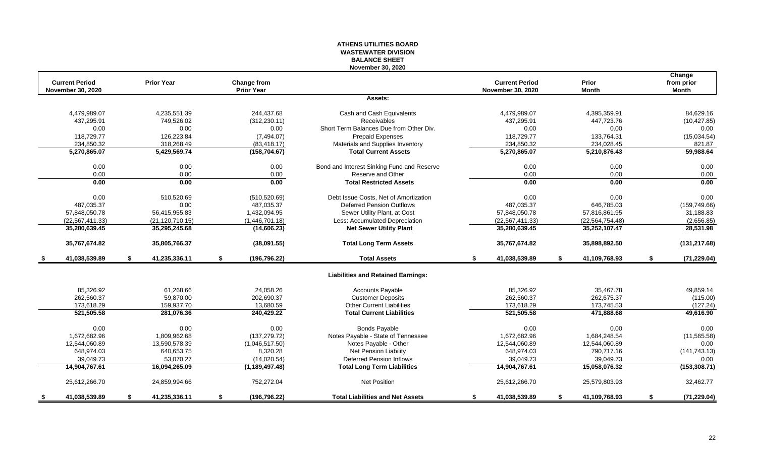# ATHENS UTILITIES BOARD
## WASTEWATER DIVISION
## BALANCE SHEET
### November 30, 2020

| Current Period November 30, 2020 | Prior Year | Change from Prior Year | | Current Period November 30, 2020 | Prior Month | Change from prior Month |
|---|---|---|---|---|---|---|
| | | | **Assets:** | | | |
| 4,479,989.07 | 4,235,551.39 | 244,437.68 | Cash and Cash Equivalents | 4,479,989.07 | 4,395,359.91 | 84,629.16 |
| 437,295.91 | 749,526.02 | (312,230.11) | Receivables | 437,295.91 | 447,723.76 | (10,427.85) |
| 0.00 | 0.00 | 0.00 | Short Term Balances Due from Other Div. | 0.00 | 0.00 | 0.00 |
| 118,729.77 | 126,223.84 | (7,494.07) | Prepaid Expenses | 118,729.77 | 133,764.31 | (15,034.54) |
| 234,850.32 | 318,268.49 | (83,418.17) | Materials and Supplies Inventory | 234,850.32 | 234,028.45 | 821.87 |
| **5,270,865.07** | **5,429,569.74** | **(158,704.67)** | **Total Current Assets** | **5,270,865.07** | **5,210,876.43** | **59,988.64** |
| 0.00 | 0.00 | 0.00 | Bond and Interest Sinking Fund and Reserve | 0.00 | 0.00 | 0.00 |
| 0.00 | 0.00 | 0.00 | Reserve and Other | 0.00 | 0.00 | 0.00 |
| **0.00** | **0.00** | **0.00** | **Total Restricted Assets** | **0.00** | **0.00** | **0.00** |
| 0.00 | 510,520.69 | (510,520.69) | Debt Issue Costs, Net of Amortization | 0.00 | 0.00 | 0.00 |
| 487,035.37 | 0.00 | 487,035.37 | Deferred Pension Outflows | 487,035.37 | 646,785.03 | (159,749.66) |
| 57,848,050.78 | 56,415,955.83 | 1,432,094.95 | Sewer Utility Plant, at Cost | 57,848,050.78 | 57,816,861.95 | 31,188.83 |
| (22,567,411.33) | (21,120,710.15) | (1,446,701.18) | Less: Accumulated Depreciation | (22,567,411.33) | (22,564,754.48) | (2,656.85) |
| **35,280,639.45** | **35,295,245.68** | **(14,606.23)** | **Net Sewer Utility Plant** | **35,280,639.45** | **35,252,107.47** | **28,531.98** |
| **35,767,674.82** | **35,805,766.37** | **(38,091.55)** | **Total Long Term Assets** | **35,767,674.82** | **35,898,892.50** | **(131,217.68)** |
| **$ 41,038,539.89** | **$ 41,235,336.11** | **$ (196,796.22)** | **Total Assets** | **$ 41,038,539.89** | **$ 41,109,768.93** | **$ (71,229.04)** |
| | | | **Liabilities and Retained Earnings:** | | | |
| 85,326.92 | 61,268.66 | 24,058.26 | Accounts Payable | 85,326.92 | 35,467.78 | 49,859.14 |
| 262,560.37 | 59,870.00 | 202,690.37 | Customer Deposits | 262,560.37 | 262,675.37 | (115.00) |
| 173,618.29 | 159,937.70 | 13,680.59 | Other Current Liabilities | 173,618.29 | 173,745.53 | (127.24) |
| **521,505.58** | **281,076.36** | **240,429.22** | **Total Current Liabilities** | **521,505.58** | **471,888.68** | **49,616.90** |
| 0.00 | 0.00 | 0.00 | Bonds Payable | 0.00 | 0.00 | 0.00 |
| 1,672,682.96 | 1,809,962.68 | (137,279.72) | Notes Payable - State of Tennessee | 1,672,682.96 | 1,684,248.54 | (11,565.58) |
| 12,544,060.89 | 13,590,578.39 | (1,046,517.50) | Notes Payable - Other | 12,544,060.89 | 12,544,060.89 | 0.00 |
| 648,974.03 | 640,653.75 | 8,320.28 | Net Pension Liability | 648,974.03 | 790,717.16 | (141,743.13) |
| 39,049.73 | 53,070.27 | (14,020.54) | Deferred Pension Inflows | 39,049.73 | 39,049.73 | 0.00 |
| **14,904,767.61** | **16,094,265.09** | **(1,189,497.48)** | **Total Long Term Liabilities** | **14,904,767.61** | **15,058,076.32** | **(153,308.71)** |
| 25,612,266.70 | 24,859,994.66 | 752,272.04 | Net Position | 25,612,266.70 | 25,579,803.93 | 32,462.77 |
| **$ 41,038,539.89** | **$ 41,235,336.11** | **$ (196,796.22)** | **Total Liabilities and Net Assets** | **$ 41,038,539.89** | **$ 41,109,768.93** | **$ (71,229.04)** |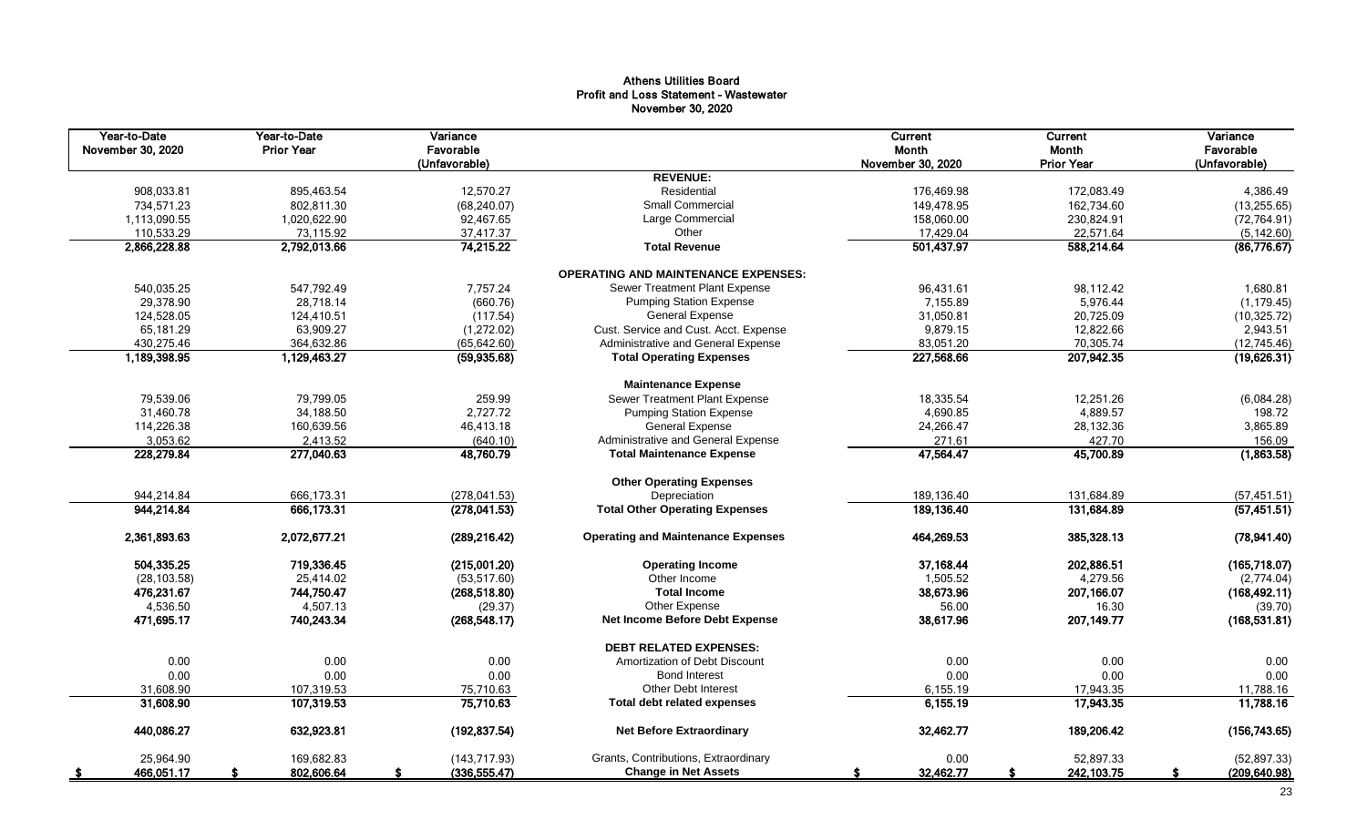# Athens Utilities Board
## Profit and Loss Statement - Wastewater
### November 30, 2020

| Year-to-Date November 30, 2020 | Year-to-Date Prior Year | Variance Favorable (Unfavorable) | | Current Month November 30, 2020 | Current Month Prior Year | Variance Favorable (Unfavorable) |
|---|---|---|---|---|---|---|
| | | | **REVENUE:** | | | |
| 908,033.81 | 895,463.54 | 12,570.27 | Residential | 176,469.98 | 172,083.49 | 4,386.49 |
| 734,571.23 | 802,811.30 | (68,240.07) | Small Commercial | 149,478.95 | 162,734.60 | (13,255.65) |
| 1,113,090.55 | 1,020,622.90 | 92,467.65 | Large Commercial | 158,060.00 | 230,824.91 | (72,764.91) |
| 110,533.29 | 73,115.92 | 37,417.37 | Other | 17,429.04 | 22,571.64 | (5,142.60) |
| **2,866,228.88** | **2,792,013.66** | **74,215.22** | **Total Revenue** | **501,437.97** | **588,214.64** | **(86,776.67)** |
| | | | **OPERATING AND MAINTENANCE EXPENSES:** | | | |
| 540,035.25 | 547,792.49 | 7,757.24 | Sewer Treatment Plant Expense | 96,431.61 | 98,112.42 | 1,680.81 |
| 29,378.90 | 28,718.14 | (660.76) | Pumping Station Expense | 7,155.89 | 5,976.44 | (1,179.45) |
| 124,528.05 | 124,410.51 | (117.54) | General Expense | 31,050.81 | 20,725.09 | (10,325.72) |
| 65,181.29 | 63,909.27 | (1,272.02) | Cust. Service and Cust. Acct. Expense | 9,879.15 | 12,822.66 | 2,943.51 |
| 430,275.46 | 364,632.86 | (65,642.60) | Administrative and General Expense | 83,051.20 | 70,305.74 | (12,745.46) |
| **1,189,398.95** | **1,129,463.27** | **(59,935.68)** | **Total Operating Expenses** | **227,568.66** | **207,942.35** | **(19,626.31)** |
| | | | **Maintenance Expense** | | | |
| 79,539.06 | 79,799.05 | 259.99 | Sewer Treatment Plant Expense | 18,335.54 | 12,251.26 | (6,084.28) |
| 31,460.78 | 34,188.50 | 2,727.72 | Pumping Station Expense | 4,690.85 | 4,889.57 | 198.72 |
| 114,226.38 | 160,639.56 | 46,413.18 | General Expense | 24,266.47 | 28,132.36 | 3,865.89 |
| 3,053.62 | 2,413.52 | (640.10) | Administrative and General Expense | 271.61 | 427.70 | 156.09 |
| **228,279.84** | **277,040.63** | **48,760.79** | **Total Maintenance Expense** | **47,564.47** | **45,700.89** | **(1,863.58)** |
| | | | **Other Operating Expenses** | | | |
| 944,214.84 | 666,173.31 | (278,041.53) | Depreciation | 189,136.40 | 131,684.89 | (57,451.51) |
| **944,214.84** | **666,173.31** | **(278,041.53)** | **Total Other Operating Expenses** | **189,136.40** | **131,684.89** | **(57,451.51)** |
| **2,361,893.63** | **2,072,677.21** | **(289,216.42)** | **Operating and Maintenance Expenses** | **464,269.53** | **385,328.13** | **(78,941.40)** |
| **504,335.25** | **719,336.45** | **(215,001.20)** | **Operating Income** | **37,168.44** | **202,886.51** | **(165,718.07)** |
| (28,103.58) | 25,414.02 | (53,517.60) | Other Income | 1,505.52 | 4,279.56 | (2,774.04) |
| **476,231.67** | **744,750.47** | **(268,518.80)** | **Total Income** | **38,673.96** | **207,166.07** | **(168,492.11)** |
| 4,536.50 | 4,507.13 | (29.37) | Other Expense | 56.00 | 16.30 | (39.70) |
| **471,695.17** | **740,243.34** | **(268,548.17)** | **Net Income Before Debt Expense** | **38,617.96** | **207,149.77** | **(168,531.81)** |
| | | | **DEBT RELATED EXPENSES:** | | | |
| 0.00 | 0.00 | 0.00 | Amortization of Debt Discount | 0.00 | 0.00 | 0.00 |
| 0.00 | 0.00 | 0.00 | Bond Interest | 0.00 | 0.00 | 0.00 |
| 31,608.90 | 107,319.53 | 75,710.63 | Other Debt Interest | 6,155.19 | 17,943.35 | 11,788.16 |
| **31,608.90** | **107,319.53** | **75,710.63** | **Total debt related expenses** | **6,155.19** | **17,943.35** | **11,788.16** |
| **440,086.27** | **632,923.81** | **(192,837.54)** | **Net Before Extraordinary** | **32,462.77** | **189,206.42** | **(156,743.65)** |
| 25,964.90 | 169,682.83 | (143,717.93) | Grants, Contributions, Extraordinary | 0.00 | 52,897.33 | (52,897.33) |
| **$ 466,051.17** | **$ 802,606.64** | **$ (336,555.47)** | **Change in Net Assets** | **$ 32,462.77** | **$ 242,103.75** | **$ (209,640.98)** |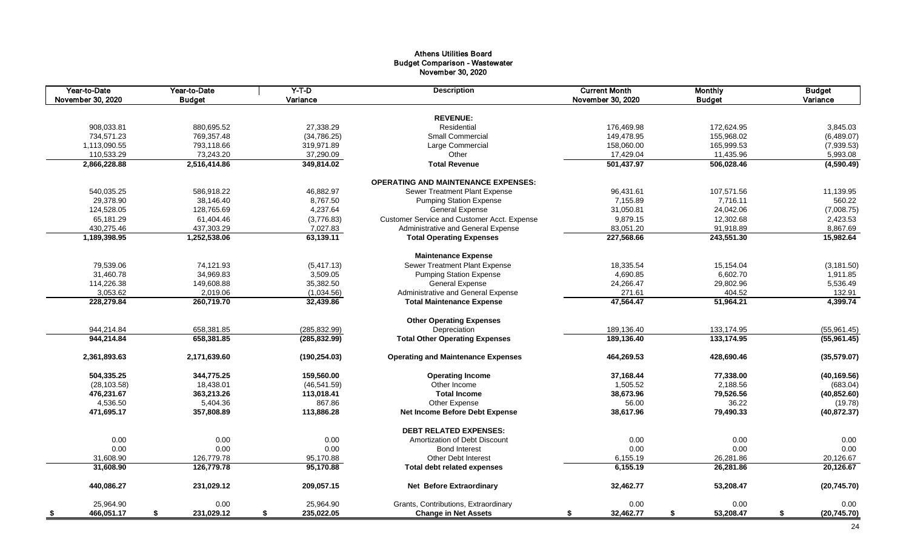# Athens Utilities Board
## Budget Comparison - Wastewater
### November 30, 2020

| Year-to-Date November 30, 2020 | Year-to-Date Budget | Y-T-D Variance | Description | Current Month November 30, 2020 | Monthly Budget | Budget Variance |
|---|---|---|---|---|---|---|
| | | | **REVENUE:** | | | |
| 908,033.81 | 880,695.52 | 27,338.29 | Residential | 176,469.98 | 172,624.95 | 3,845.03 |
| 734,571.23 | 769,357.48 | (34,786.25) | Small Commercial | 149,478.95 | 155,968.02 | (6,489.07) |
| 1,113,090.55 | 793,118.66 | 319,971.89 | Large Commercial | 158,060.00 | 165,999.53 | (7,939.53) |
| 110,533.29 | 73,243.20 | 37,290.09 | Other | 17,429.04 | 11,435.96 | 5,993.08 |
| **2,866,228.88** | **2,516,414.86** | **349,814.02** | **Total Revenue** | **501,437.97** | **506,028.46** | **(4,590.49)** |
| | | | **OPERATING AND MAINTENANCE EXPENSES:** | | | |
| 540,035.25 | 586,918.22 | 46,882.97 | Sewer Treatment Plant Expense | 96,431.61 | 107,571.56 | 11,139.95 |
| 29,378.90 | 38,146.40 | 8,767.50 | Pumping Station Expense | 7,155.89 | 7,716.11 | 560.22 |
| 124,528.05 | 128,765.69 | 4,237.64 | General Expense | 31,050.81 | 24,042.06 | (7,008.75) |
| 65,181.29 | 61,404.46 | (3,776.83) | Customer Service and Customer Acct. Expense | 9,879.15 | 12,302.68 | 2,423.53 |
| 430,275.46 | 437,303.29 | 7,027.83 | Administrative and General Expense | 83,051.20 | 91,918.89 | 8,867.69 |
| **1,189,398.95** | **1,252,538.06** | **63,139.11** | **Total Operating Expenses** | **227,568.66** | **243,551.30** | **15,982.64** |
| | | | **Maintenance Expense** | | | |
| 79,539.06 | 74,121.93 | (5,417.13) | Sewer Treatment Plant Expense | 18,335.54 | 15,154.04 | (3,181.50) |
| 31,460.78 | 34,969.83 | 3,509.05 | Pumping Station Expense | 4,690.85 | 6,602.70 | 1,911.85 |
| 114,226.38 | 149,608.88 | 35,382.50 | General Expense | 24,266.47 | 29,802.96 | 5,536.49 |
| 3,053.62 | 2,019.06 | (1,034.56) | Administrative and General Expense | 271.61 | 404.52 | 132.91 |
| **228,279.84** | **260,719.70** | **32,439.86** | **Total Maintenance Expense** | **47,564.47** | **51,964.21** | **4,399.74** |
| | | | **Other Operating Expenses** | | | |
| 944,214.84 | 658,381.85 | (285,832.99) | Depreciation | 189,136.40 | 133,174.95 | (55,961.45) |
| **944,214.84** | **658,381.85** | **(285,832.99)** | **Total Other Operating Expenses** | **189,136.40** | **133,174.95** | **(55,961.45)** |
| **2,361,893.63** | **2,171,639.60** | **(190,254.03)** | **Operating and Maintenance Expenses** | **464,269.53** | **428,690.46** | **(35,579.07)** |
| **504,335.25** | **344,775.25** | **159,560.00** | **Operating Income** | **37,168.44** | **77,338.00** | **(40,169.56)** |
| (28,103.58) | 18,438.01 | (46,541.59) | Other Income | 1,505.52 | 2,188.56 | (683.04) |
| **476,231.67** | **363,213.26** | **113,018.41** | **Total Income** | **38,673.96** | **79,526.56** | **(40,852.60)** |
| 4,536.50 | 5,404.36 | 867.86 | Other Expense | 56.00 | 36.22 | (19.78) |
| **471,695.17** | **357,808.89** | **113,886.28** | **Net Income Before Debt Expense** | **38,617.96** | **79,490.33** | **(40,872.37)** |
| | | | **DEBT RELATED EXPENSES:** | | | |
| 0.00 | 0.00 | 0.00 | Amortization of Debt Discount | 0.00 | 0.00 | 0.00 |
| 0.00 | 0.00 | 0.00 | Bond Interest | 0.00 | 0.00 | 0.00 |
| 31,608.90 | 126,779.78 | 95,170.88 | Other Debt Interest | 6,155.19 | 26,281.86 | 20,126.67 |
| **31,608.90** | **126,779.78** | **95,170.88** | **Total debt related expenses** | **6,155.19** | **26,281.86** | **20,126.67** |
| **440,086.27** | **231,029.12** | **209,057.15** | **Net Before Extraordinary** | **32,462.77** | **53,208.47** | **(20,745.70)** |
| 25,964.90 | 0.00 | 25,964.90 | Grants, Contributions, Extraordinary | 0.00 | 0.00 | 0.00 |
| **$ 466,051.17** | **$ 231,029.12** | **$ 235,022.05** | **Change in Net Assets** | **$ 32,462.77** | **$ 53,208.47** | **$ (20,745.70)** |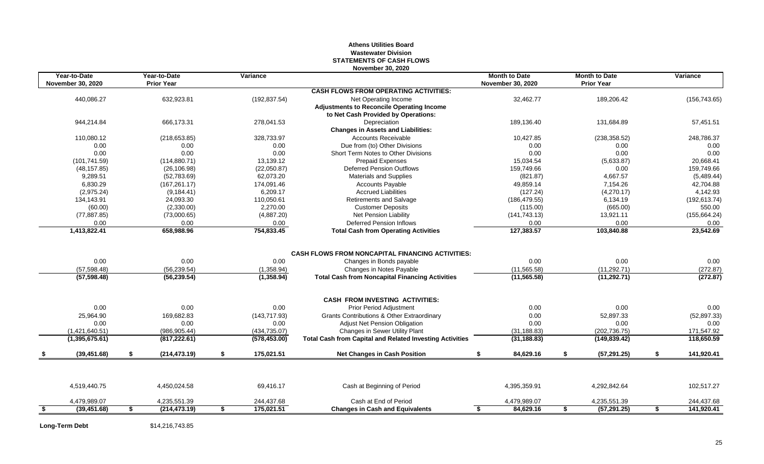**Athens Utilities Board**
**Wastewater Division**
**STATEMENTS OF CASH FLOWS**
**November 30, 2020**

| Year-to-Date November 30, 2020 | Year-to-Date Prior Year | Variance | | Month to Date November 30, 2020 | Month to Date Prior Year | Variance |
|---|---|---|---|---|---|---|
| | | | **CASH FLOWS FROM OPERATING ACTIVITIES:** | | | |
| 440,086.27 | 632,923.81 | (192,837.54) | Net Operating Income | 32,462.77 | 189,206.42 | (156,743.65) |
| | | | **Adjustments to Reconcile Operating Income to Net Cash Provided by Operations:** | | | |
| 944,214.84 | 666,173.31 | 278,041.53 | Depreciation | 189,136.40 | 131,684.89 | 57,451.51 |
| | | | **Changes in Assets and Liabilities:** | | | |
| 110,080.12 | (218,653.85) | 328,733.97 | Accounts Receivable | 10,427.85 | (238,358.52) | 248,786.37 |
| 0.00 | 0.00 | 0.00 | Due from (to) Other Divisions | 0.00 | 0.00 | 0.00 |
| 0.00 | 0.00 | 0.00 | Short Term Notes to Other Divisions | 0.00 | 0.00 | 0.00 |
| (101,741.59) | (114,880.71) | 13,139.12 | Prepaid Expenses | 15,034.54 | (5,633.87) | 20,668.41 |
| (48,157.85) | (26,106.98) | (22,050.87) | Deferred Pension Outflows | 159,749.66 | 0.00 | 159,749.66 |
| 9,289.51 | (52,783.69) | 62,073.20 | Materials and Supplies | (821.87) | 4,667.57 | (5,489.44) |
| 6,830.29 | (167,261.17) | 174,091.46 | Accounts Payable | 49,859.14 | 7,154.26 | 42,704.88 |
| (2,975.24) | (9,184.41) | 6,209.17 | Accrued Liabilities | (127.24) | (4,270.17) | 4,142.93 |
| 134,143.91 | 24,093.30 | 110,050.61 | Retirements and Salvage | (186,479.55) | 6,134.19 | (192,613.74) |
| (60.00) | (2,330.00) | 2,270.00 | Customer Deposits | (115.00) | (665.00) | 550.00 |
| (77,887.85) | (73,000.65) | (4,887.20) | Net Pension Liability | (141,743.13) | 13,921.11 | (155,664.24) |
| 0.00 | 0.00 | 0.00 | Deferred Pension Inflows | 0.00 | 0.00 | 0.00 |
| **1,413,822.41** | **658,988.96** | **754,833.45** | **Total Cash from Operating Activities** | **127,383.57** | **103,840.88** | **23,542.69** |
| | | | **CASH FLOWS FROM NONCAPITAL FINANCING ACTIVITIES:** | | | |
| 0.00 | 0.00 | 0.00 | Changes in Bonds payable | 0.00 | 0.00 | 0.00 |
| (57,598.48) | (56,239.54) | (1,358.94) | Changes in Notes Payable | (11,565.58) | (11,292.71) | (272.87) |
| **(57,598.48)** | **(56,239.54)** | **(1,358.94)** | **Total Cash from Noncapital Financing Activities** | **(11,565.58)** | **(11,292.71)** | **(272.87)** |
| | | | **CASH FROM INVESTING ACTIVITIES:** | | | |
| 0.00 | 0.00 | 0.00 | Prior Period Adjustment | 0.00 | 0.00 | 0.00 |
| 25,964.90 | 169,682.83 | (143,717.93) | Grants Contributions & Other Extraordinary | 0.00 | 52,897.33 | (52,897.33) |
| 0.00 | 0.00 | 0.00 | Adjust Net Pension Obligation | 0.00 | 0.00 | 0.00 |
| (1,421,640.51) | (986,905.44) | (434,735.07) | Changes in Sewer Utility Plant | (31,188.83) | (202,736.75) | 171,547.92 |
| **(1,395,675.61)** | **(817,222.61)** | **(578,453.00)** | **Total Cash from Capital and Related Investing Activities** | **(31,188.83)** | **(149,839.42)** | **118,650.59** |
| **$ (39,451.68)** | **$ (214,473.19)** | **$ 175,021.51** | **Net Changes in Cash Position** | **$ 84,629.16** | **$ (57,291.25)** | **$ 141,920.41** |
| 4,519,440.75 | 4,450,024.58 | 69,416.17 | Cash at Beginning of Period | 4,395,359.91 | 4,292,842.64 | 102,517.27 |
| 4,479,989.07 | 4,235,551.39 | 244,437.68 | Cash at End of Period | 4,479,989.07 | 4,235,551.39 | 244,437.68 |
| **$ (39,451.68)** | **$ (214,473.19)** | **$ 175,021.51** | **Changes in Cash and Equivalents** | **$ 84,629.16** | **$ (57,291.25)** | **$ 141,920.41** |

**Long-Term Debt** $14,216,743.85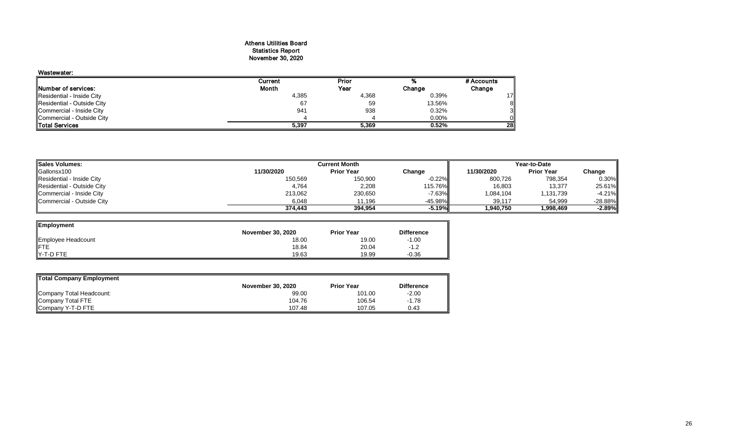# Athens Utilities Board
## Statistics Report
## November 30, 2020

### Wastewater:

| Number of services: | Current Month | Prior Year | % Change | # Accounts Change |
|---|---|---|---|---|
| Residential - Inside City | 4,385 | 4,368 | 0.39% | 17 |
| Residential - Outside City | 67 | 59 | 13.56% | 8 |
| Commercial - Inside City | 941 | 938 | 0.32% | 3 |
| Commercial - Outside City | 4 | 4 | 0.00% | 0 |
| **Total Services** | **5,397** | **5,369** | **0.52%** | **28** |

| Sales Volumes: | Current Month | | | Year-to-Date | | |
|---|---|---|---|---|---|---|
| Gallonsx100 | 11/30/2020 | Prior Year | Change | 11/30/2020 | Prior Year | Change |
| Residential - Inside City | 150,569 | 150,900 | -0.22% | 800,726 | 798,354 | 0.30% |
| Residential - Outside City | 4,764 | 2,208 | 115.76% | 16,803 | 13,377 | 25.61% |
| Commercial - Inside City | 213,062 | 230,650 | -7.63% | 1,084,104 | 1,131,739 | -4.21% |
| Commercial - Outside City | 6,048 | 11,196 | -45.98% | 39,117 | 54,999 | -28.88% |
| | **374,443** | **394,954** | **-5.19%** | **1,940,750** | **1,998,469** | **-2.89%** |

| Employment | November 30, 2020 | Prior Year | Difference |
|---|---|---|---|
| Employee Headcount | 18.00 | 19.00 | -1.00 |
| FTE | 18.84 | 20.04 | -1.2 |
| Y-T-D FTE | 19.63 | 19.99 | -0.36 |

| Total Company Employment | November 30, 2020 | Prior Year | Difference |
|---|---|---|---|
| Company Total Headcount: | 99.00 | 101.00 | -2.00 |
| Company Total FTE | 104.76 | 106.54 | -1.78 |
| Company Y-T-D FTE | 107.48 | 107.05 | 0.43 |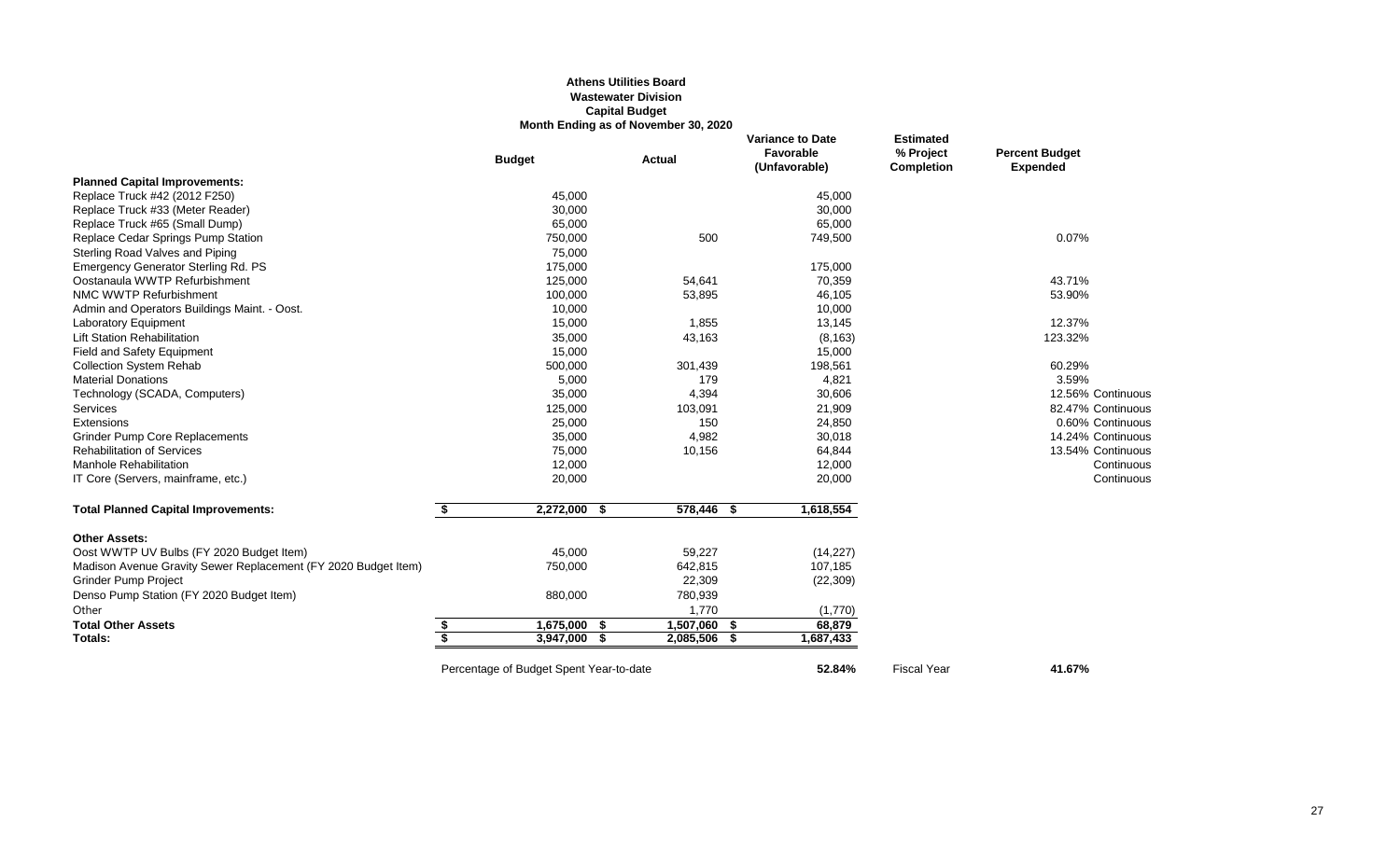**Athens Utilities Board**
**Wastewater Division**
**Capital Budget**
**Month Ending as of November 30, 2020**

| | Budget | Actual | Variance to Date Favorable (Unfavorable) | Estimated % Project Completion | Percent Budget Expended |
|---|---|---|---|---|---|
| **Planned Capital Improvements:** | | | | | |
| Replace Truck #42 (2012 F250) | 45,000 | | 45,000 | | |
| Replace Truck #33 (Meter Reader) | 30,000 | | 30,000 | | |
| Replace Truck #65 (Small Dump) | 65,000 | | 65,000 | | |
| Replace Cedar Springs Pump Station | 750,000 | 500 | 749,500 | | 0.07% |
| Sterling Road Valves and Piping | 75,000 | | | | |
| Emergency Generator Sterling Rd. PS | 175,000 | | 175,000 | | |
| Oostanaula WWTP Refurbishment | 125,000 | 54,641 | 70,359 | | 43.71% |
| NMC WWTP Refurbishment | 100,000 | 53,895 | 46,105 | | 53.90% |
| Admin and Operators Buildings Maint. - Oost. | 10,000 | | 10,000 | | |
| Laboratory Equipment | 15,000 | 1,855 | 13,145 | | 12.37% |
| Lift Station Rehabilitation | 35,000 | 43,163 | (8,163) | | 123.32% |
| Field and Safety Equipment | 15,000 | | 15,000 | | |
| Collection System Rehab | 500,000 | 301,439 | 198,561 | | 60.29% |
| Material Donations | 5,000 | 179 | 4,821 | | 3.59% |
| Technology (SCADA, Computers) | 35,000 | 4,394 | 30,606 | | 12.56% Continuous |
| Services | 125,000 | 103,091 | 21,909 | | 82.47% Continuous |
| Extensions | 25,000 | 150 | 24,850 | | 0.60% Continuous |
| Grinder Pump Core Replacements | 35,000 | 4,982 | 30,018 | | 14.24% Continuous |
| Rehabilitation of Services | 75,000 | 10,156 | 64,844 | | 13.54% Continuous |
| Manhole Rehabilitation | 12,000 | | 12,000 | | Continuous |
| IT Core (Servers, mainframe, etc.) | 20,000 | | 20,000 | | Continuous |
| **Total Planned Capital Improvements:** | **$ 2,272,000** | **$ 578,446** | **$ 1,618,554** | | |
| **Other Assets:** | | | | | |
| Oost WWTP UV Bulbs (FY 2020 Budget Item) | 45,000 | 59,227 | (14,227) | | |
| Madison Avenue Gravity Sewer Replacement (FY 2020 Budget Item) | 750,000 | 642,815 | 107,185 | | |
| Grinder Pump Project | | 22,309 | (22,309) | | |
| Denso Pump Station (FY 2020 Budget Item) | 880,000 | 780,939 | | | |
| Other | | 1,770 | (1,770) | | |
| **Total Other Assets** | **$ 1,675,000** | **$ 1,507,060** | **$ 68,879** | | |
| **Totals:** | **$ 3,947,000** | **$ 2,085,506** | **$ 1,687,433** | | |
| Percentage of Budget Spent Year-to-date | | | **52.84%** | Fiscal Year | **41.67%** |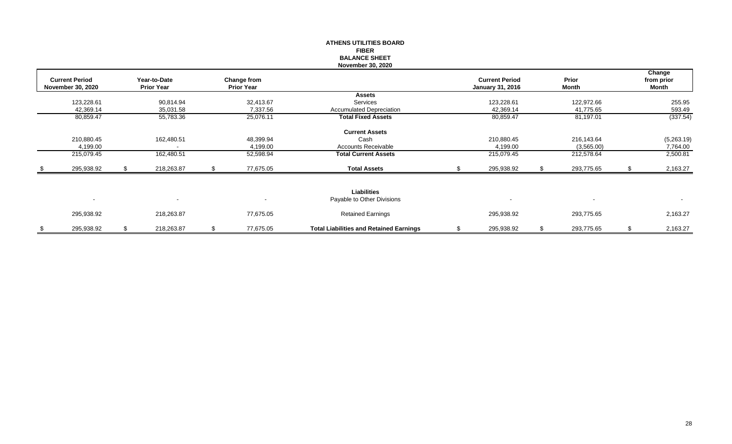# ATHENS UTILITIES BOARD
## FIBER
## BALANCE SHEET
## November 30, 2020

| Current Period November 30, 2020 | Year-to-Date Prior Year | Change from Prior Year | | Current Period January 31, 2016 | Prior Month | Change from prior Month |
|---|---|---|---|---|---|---|
| | | | **Assets** | | | |
| 123,228.61 | 90,814.94 | 32,413.67 | Services | 123,228.61 | 122,972.66 | 255.95 |
| 42,369.14 | 35,031.58 | 7,337.56 | Accumulated Depreciation | 42,369.14 | 41,775.65 | 593.49 |
| 80,859.47 | 55,783.36 | 25,076.11 | **Total Fixed Assets** | 80,859.47 | 81,197.01 | (337.54) |
| | | | **Current Assets** | | | |
| 210,880.45 | 162,480.51 | 48,399.94 | Cash | 210,880.45 | 216,143.64 | (5,263.19) |
| 4,199.00 | - | 4,199.00 | Accounts Receivable | 4,199.00 | (3,565.00) | 7,764.00 |
| 215,079.45 | 162,480.51 | 52,598.94 | **Total Current Assets** | 215,079.45 | 212,578.64 | 2,500.81 |
| $ 295,938.92 | $ 218,263.87 | $ 77,675.05 | **Total Assets** | $ 295,938.92 | $ 293,775.65 | $ 2,163.27 |
| | | | **Liabilities** | | | |
| - | - | - | Payable to Other Divisions | - | - | - |
| 295,938.92 | 218,263.87 | 77,675.05 | Retained Earnings | 295,938.92 | 293,775.65 | 2,163.27 |
| $ 295,938.92 | $ 218,263.87 | $ 77,675.05 | **Total Liabilities and Retained Earnings** | $ 295,938.92 | $ 293,775.65 | $ 2,163.27 |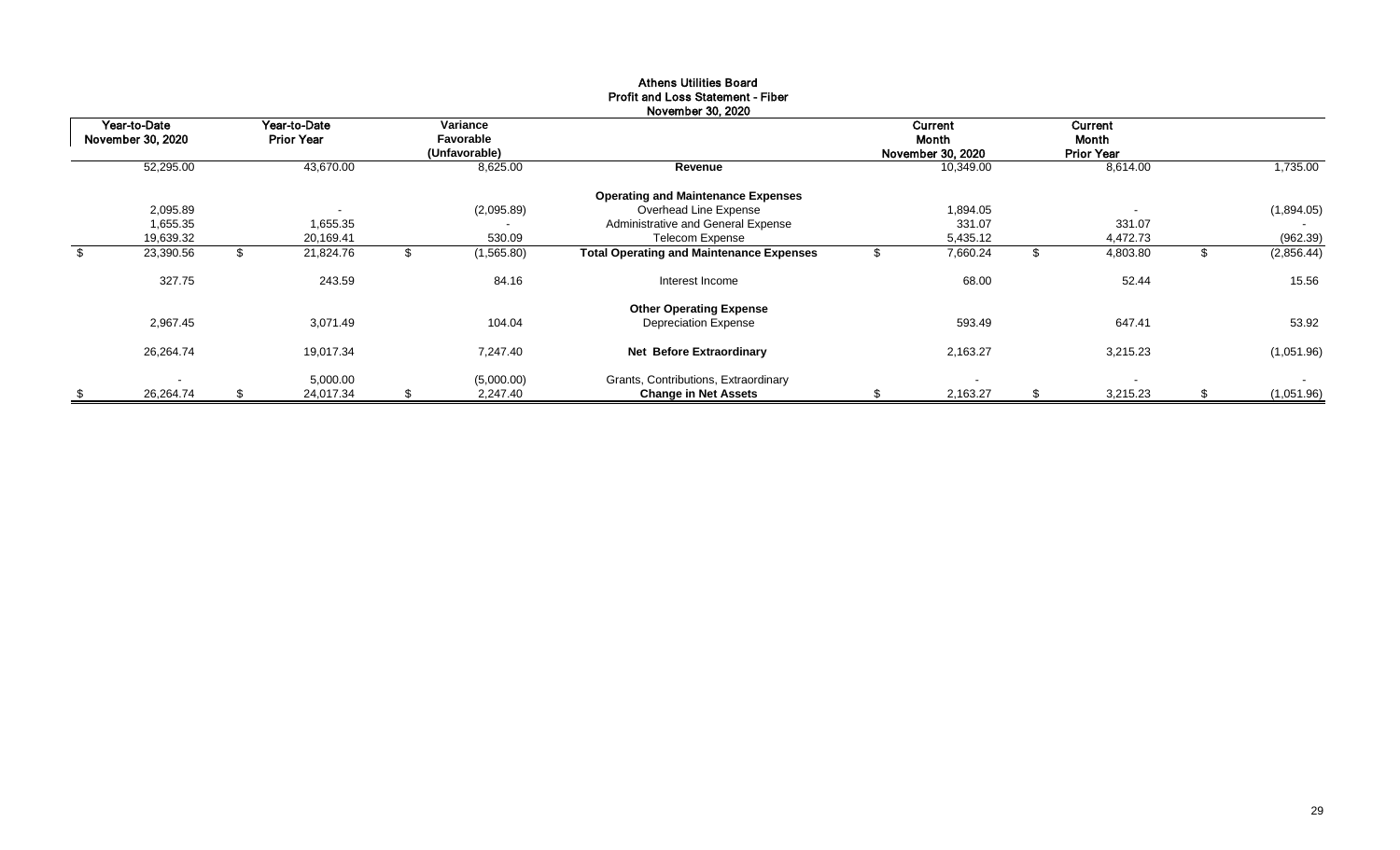# Athens Utilities Board
## Profit and Loss Statement - Fiber
### November 30, 2020

| Year-to-Date November 30, 2020 | Year-to-Date Prior Year | Variance Favorable (Unfavorable) | | Current Month November 30, 2020 | Current Month Prior Year | |
|---|---|---|---|---|---|---|
| 52,295.00 | 43,670.00 | 8,625.00 | **Revenue** | 10,349.00 | 8,614.00 | 1,735.00 |
| | | | **Operating and Maintenance Expenses** | | | |
| 2,095.89 | - | (2,095.89) | Overhead Line Expense | 1,894.05 | - | (1,894.05) |
| 1,655.35 | 1,655.35 | - | Administrative and General Expense | 331.07 | 331.07 | - |
| 19,639.32 | 20,169.41 | 530.09 | Telecom Expense | 5,435.12 | 4,472.73 | (962.39) |
| $ 23,390.56 | $ 21,824.76 | $ (1,565.80) | **Total Operating and Maintenance Expenses** | $ 7,660.24 | $ 4,803.80 | $ (2,856.44) |
| 327.75 | 243.59 | 84.16 | Interest Income | 68.00 | 52.44 | 15.56 |
| | | | **Other Operating Expense** | | | |
| 2,967.45 | 3,071.49 | 104.04 | Depreciation Expense | 593.49 | 647.41 | 53.92 |
| 26,264.74 | 19,017.34 | 7,247.40 | **Net Before Extraordinary** | 2,163.27 | 3,215.23 | (1,051.96) |
| - | 5,000.00 | (5,000.00) | Grants, Contributions, Extraordinary | - | - | - |
| $ 26,264.74 | $ 24,017.34 | $ 2,247.40 | **Change in Net Assets** | $ 2,163.27 | $ 3,215.23 | $ (1,051.96) |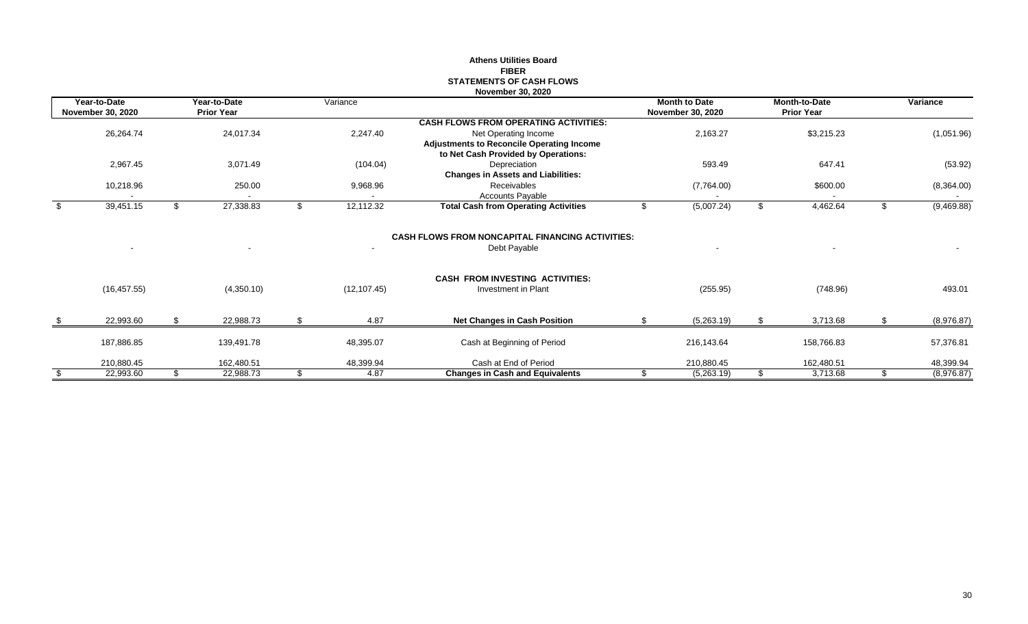# Athens Utilities Board
## FIBER
## STATEMENTS OF CASH FLOWS
### November 30, 2020

| Year-to-Date November 30, 2020 | Year-to-Date Prior Year | Variance | | Month to Date November 30, 2020 | Month-to-Date Prior Year | Variance |
|---|---|---|---|---|---|---|
| | | | **CASH FLOWS FROM OPERATING ACTIVITIES:** | | | |
| 26,264.74 | 24,017.34 | 2,247.40 | Net Operating Income | 2,163.27 | $3,215.23 | (1,051.96) |
| | | | **Adjustments to Reconcile Operating Income to Net Cash Provided by Operations:** | | | |
| 2,967.45 | 3,071.49 | (104.04) | Depreciation | 593.49 | 647.41 | (53.92) |
| | | | **Changes in Assets and Liabilities:** | | | |
| 10,218.96 | 250.00 | 9,968.96 | Receivables | (7,764.00) | $600.00 | (8,364.00) |
| - | - | - | Accounts Payable | - | - | - |
| $ 39,451.15 | $ 27,338.83 | $ 12,112.32 | **Total Cash from Operating Activities** | $ (5,007.24) | $ 4,462.64 | $ (9,469.88) |
| | | | **CASH FLOWS FROM NONCAPITAL FINANCING ACTIVITIES:** | | | |
| - | - | - | Debt Payable | - | - | - |
| | | | **CASH FROM INVESTING ACTIVITIES:** | | | |
| (16,457.55) | (4,350.10) | (12,107.45) | Investment in Plant | (255.95) | (748.96) | 493.01 |
| $ 22,993.60 | $ 22,988.73 | $ 4.87 | **Net Changes in Cash Position** | $ (5,263.19) | $ 3,713.68 | $ (8,976.87) |
| 187,886.85 | 139,491.78 | 48,395.07 | Cash at Beginning of Period | 216,143.64 | 158,766.83 | 57,376.81 |
| 210,880.45 | 162,480.51 | 48,399.94 | Cash at End of Period | 210,880.45 | 162,480.51 | 48,399.94 |
| $ 22,993.60 | $ 22,988.73 | $ 4.87 | **Changes in Cash and Equivalents** | $ (5,263.19) | $ 3,713.68 | $ (8,976.87) |